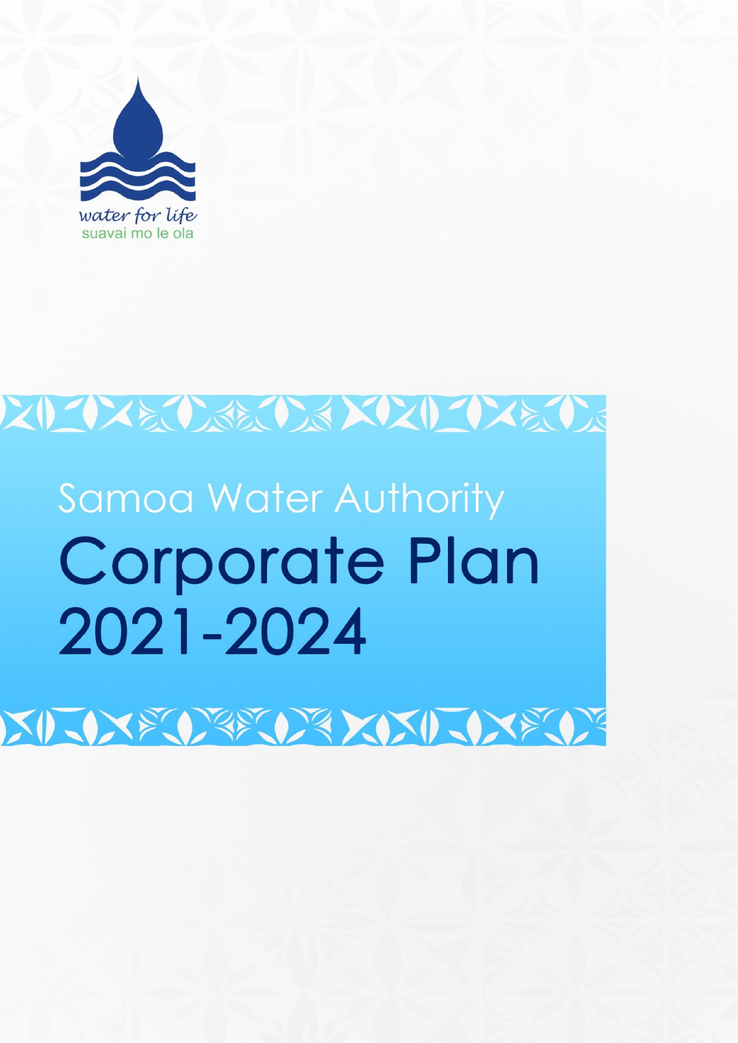water for life

suavai mo le ola

Samoa Water Authority

# Corporate Plan 2021-2024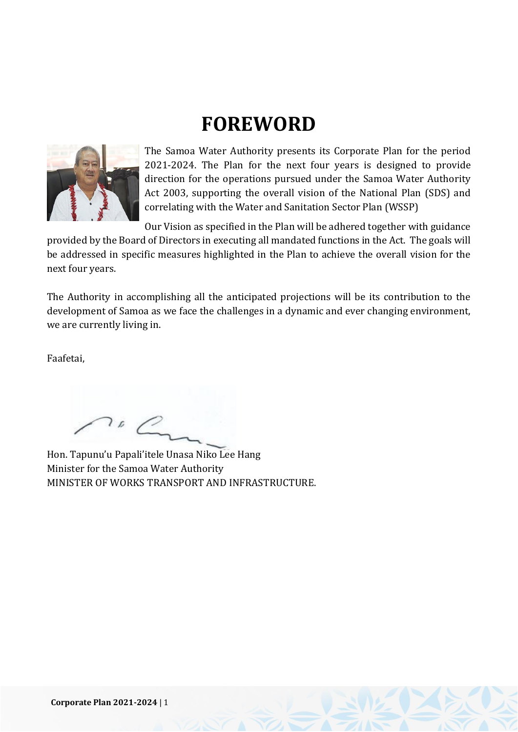# FOREWORD

The Samoa Water Authority presents its Corporate Plan for the period 2021-2024. The Plan for the next four years is designed to provide direction for the operations pursued under the Samoa Water Authority Act 2003, supporting the overall vision of the National Plan (SDS) and correlating with the Water and Sanitation Sector Plan (WSSP)

Our Vision as specified in the Plan will be adhered together with guidance provided by the Board of Directors in executing all mandated functions in the Act. The goals will be addressed in specific measures highlighted in the Plan to achieve the overall vision for the next four years.

The Authority in accomplishing all the anticipated projections will be its contribution to the development of Samoa as we face the challenges in a dynamic and ever changing environment, we are currently living in.

Faafetai,

Hon. Tapunu'u Papali'itele Unasa Niko Lee Hang  
Minister for the Samoa Water Authority  
MINISTER OF WORKS TRANSPORT AND INFRASTRUCTURE.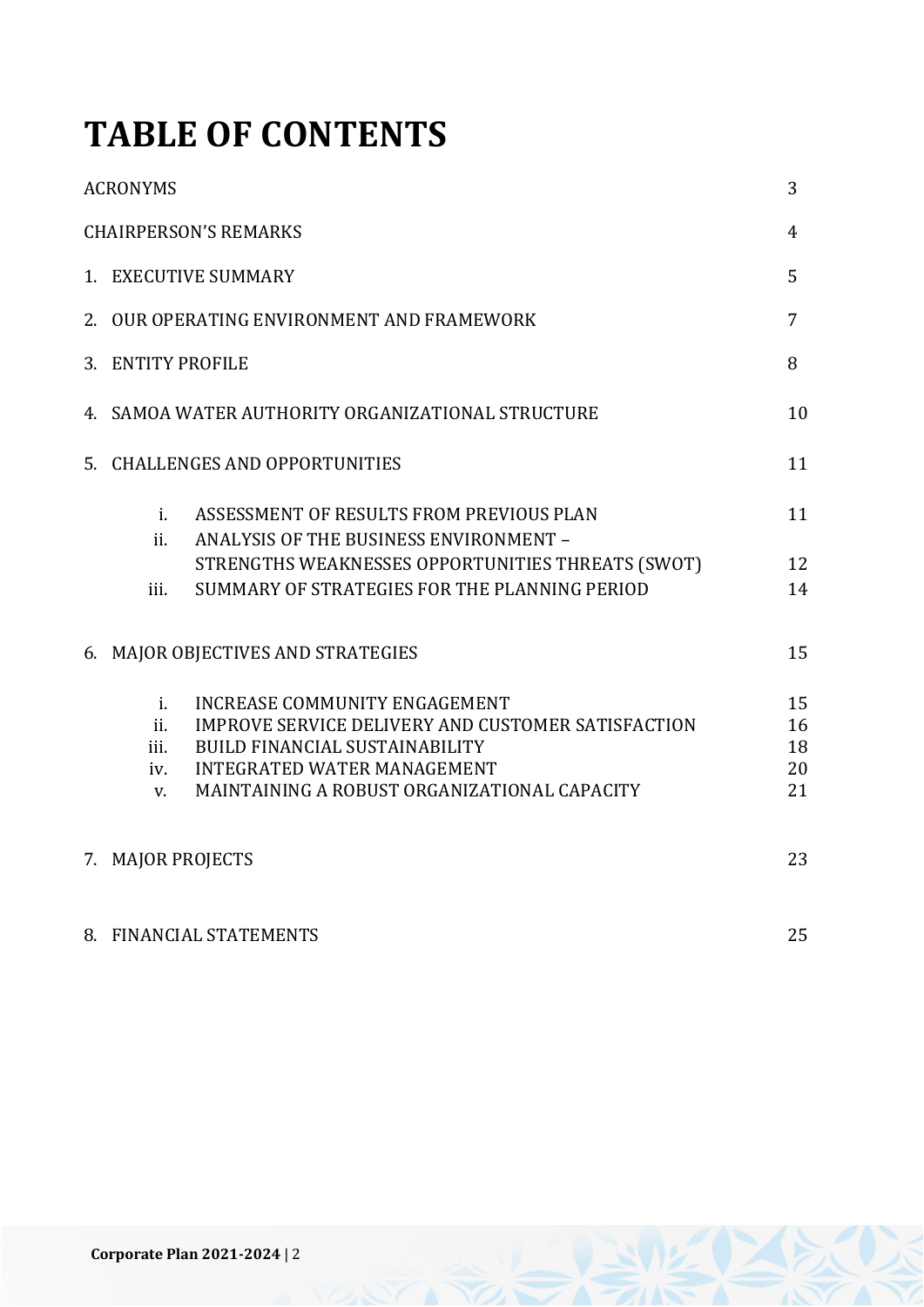# TABLE OF CONTENTS

| | |
|---|---|
| ACRONYMS | 3 |
| CHAIRPERSON'S REMARKS | 4 |
| 1. EXECUTIVE SUMMARY | 5 |
| 2. OUR OPERATING ENVIRONMENT AND FRAMEWORK | 7 |
| 3. ENTITY PROFILE | 8 |
| 4. SAMOA WATER AUTHORITY ORGANIZATIONAL STRUCTURE | 10 |
| 5. CHALLENGES AND OPPORTUNITIES | 11 |
| i. ASSESSMENT OF RESULTS FROM PREVIOUS PLAN | 11 |
| ii. ANALYSIS OF THE BUSINESS ENVIRONMENT – STRENGTHS WEAKNESSES OPPORTUNITIES THREATS (SWOT) | 12 |
| iii. SUMMARY OF STRATEGIES FOR THE PLANNING PERIOD | 14 |
| 6. MAJOR OBJECTIVES AND STRATEGIES | 15 |
| i. INCREASE COMMUNITY ENGAGEMENT | 15 |
| ii. IMPROVE SERVICE DELIVERY AND CUSTOMER SATISFACTION | 16 |
| iii. BUILD FINANCIAL SUSTAINABILITY | 18 |
| iv. INTEGRATED WATER MANAGEMENT | 20 |
| v. MAINTAINING A ROBUST ORGANIZATIONAL CAPACITY | 21 |
| 7. MAJOR PROJECTS | 23 |
| 8. FINANCIAL STATEMENTS | 25 |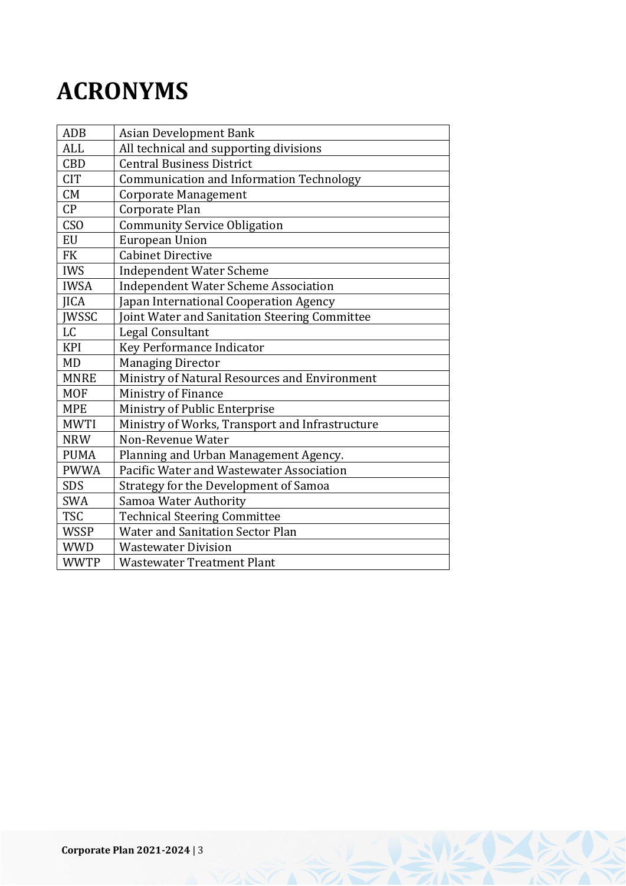# ACRONYMS

| | |
|---|---|
| ADB | Asian Development Bank |
| ALL | All technical and supporting divisions |
| CBD | Central Business District |
| CIT | Communication and Information Technology |
| CM | Corporate Management |
| CP | Corporate Plan |
| CSO | Community Service Obligation |
| EU | European Union |
| FK | Cabinet Directive |
| IWS | Independent Water Scheme |
| IWSA | Independent Water Scheme Association |
| JICA | Japan International Cooperation Agency |
| JWSSC | Joint Water and Sanitation Steering Committee |
| LC | Legal Consultant |
| KPI | Key Performance Indicator |
| MD | Managing Director |
| MNRE | Ministry of Natural Resources and Environment |
| MOF | Ministry of Finance |
| MPE | Ministry of Public Enterprise |
| MWTI | Ministry of Works, Transport and Infrastructure |
| NRW | Non-Revenue Water |
| PUMA | Planning and Urban Management Agency. |
| PWWA | Pacific Water and Wastewater Association |
| SDS | Strategy for the Development of Samoa |
| SWA | Samoa Water Authority |
| TSC | Technical Steering Committee |
| WSSP | Water and Sanitation Sector Plan |
| WWD | Wastewater Division |
| WWTP | Wastewater Treatment Plant |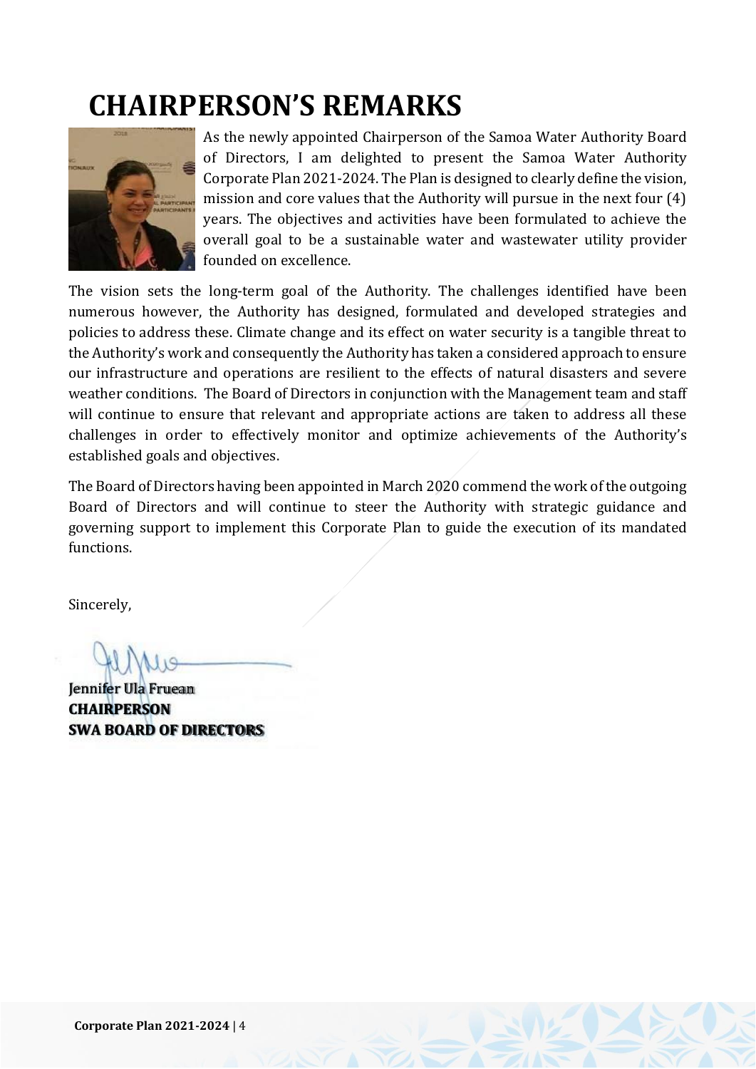# CHAIRPERSON'S REMARKS

As the newly appointed Chairperson of the Samoa Water Authority Board of Directors, I am delighted to present the Samoa Water Authority Corporate Plan 2021-2024. The Plan is designed to clearly define the vision, mission and core values that the Authority will pursue in the next four (4) years. The objectives and activities have been formulated to achieve the overall goal to be a sustainable water and wastewater utility provider founded on excellence.

The vision sets the long-term goal of the Authority. The challenges identified have been numerous however, the Authority has designed, formulated and developed strategies and policies to address these. Climate change and its effect on water security is a tangible threat to the Authority's work and consequently the Authority has taken a considered approach to ensure our infrastructure and operations are resilient to the effects of natural disasters and severe weather conditions. The Board of Directors in conjunction with the Management team and staff will continue to ensure that relevant and appropriate actions are taken to address all these challenges in order to effectively monitor and optimize achievements of the Authority's established goals and objectives.

The Board of Directors having been appointed in March 2020 commend the work of the outgoing Board of Directors and will continue to steer the Authority with strategic guidance and governing support to implement this Corporate Plan to guide the execution of its mandated functions.

Sincerely,

**Jennifer Ula Fruean**
**CHAIRPERSON**
**SWA BOARD OF DIRECTORS**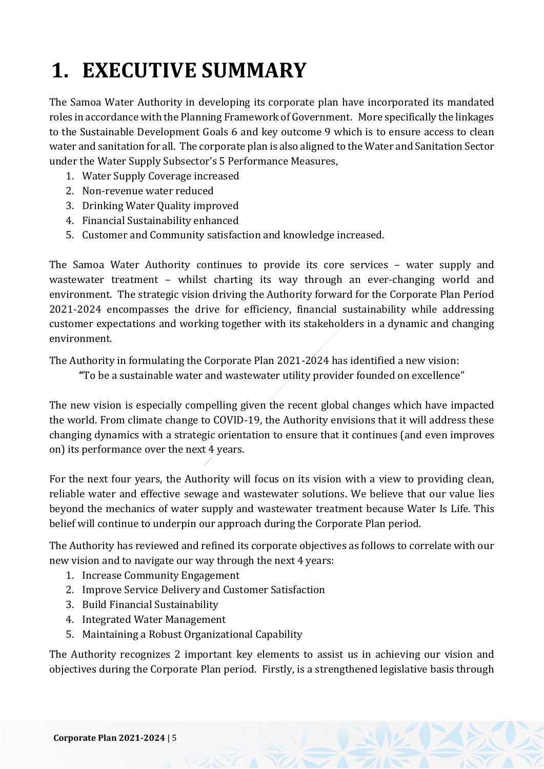# 1. EXECUTIVE SUMMARY

The Samoa Water Authority in developing its corporate plan have incorporated its mandated roles in accordance with the Planning Framework of Government. More specifically the linkages to the Sustainable Development Goals 6 and key outcome 9 which is to ensure access to clean water and sanitation for all. The corporate plan is also aligned to the Water and Sanitation Sector under the Water Supply Subsector's 5 Performance Measures,

1. Water Supply Coverage increased
2. Non-revenue water reduced
3. Drinking Water Quality improved
4. Financial Sustainability enhanced
5. Customer and Community satisfaction and knowledge increased.

The Samoa Water Authority continues to provide its core services – water supply and wastewater treatment – whilst charting its way through an ever-changing world and environment. The strategic vision driving the Authority forward for the Corporate Plan Period 2021-2024 encompasses the drive for efficiency, financial sustainability while addressing customer expectations and working together with its stakeholders in a dynamic and changing environment.

The Authority in formulating the Corporate Plan 2021-2024 has identified a new vision:

"To be a sustainable water and wastewater utility provider founded on excellence"

The new vision is especially compelling given the recent global changes which have impacted the world. From climate change to COVID-19, the Authority envisions that it will address these changing dynamics with a strategic orientation to ensure that it continues (and even improves on) its performance over the next 4 years.

For the next four years, the Authority will focus on its vision with a view to providing clean, reliable water and effective sewage and wastewater solutions. We believe that our value lies beyond the mechanics of water supply and wastewater treatment because Water Is Life. This belief will continue to underpin our approach during the Corporate Plan period.

The Authority has reviewed and refined its corporate objectives as follows to correlate with our new vision and to navigate our way through the next 4 years:

1. Increase Community Engagement
2. Improve Service Delivery and Customer Satisfaction
3. Build Financial Sustainability
4. Integrated Water Management
5. Maintaining a Robust Organizational Capability

The Authority recognizes 2 important key elements to assist us in achieving our vision and objectives during the Corporate Plan period. Firstly, is a strengthened legislative basis through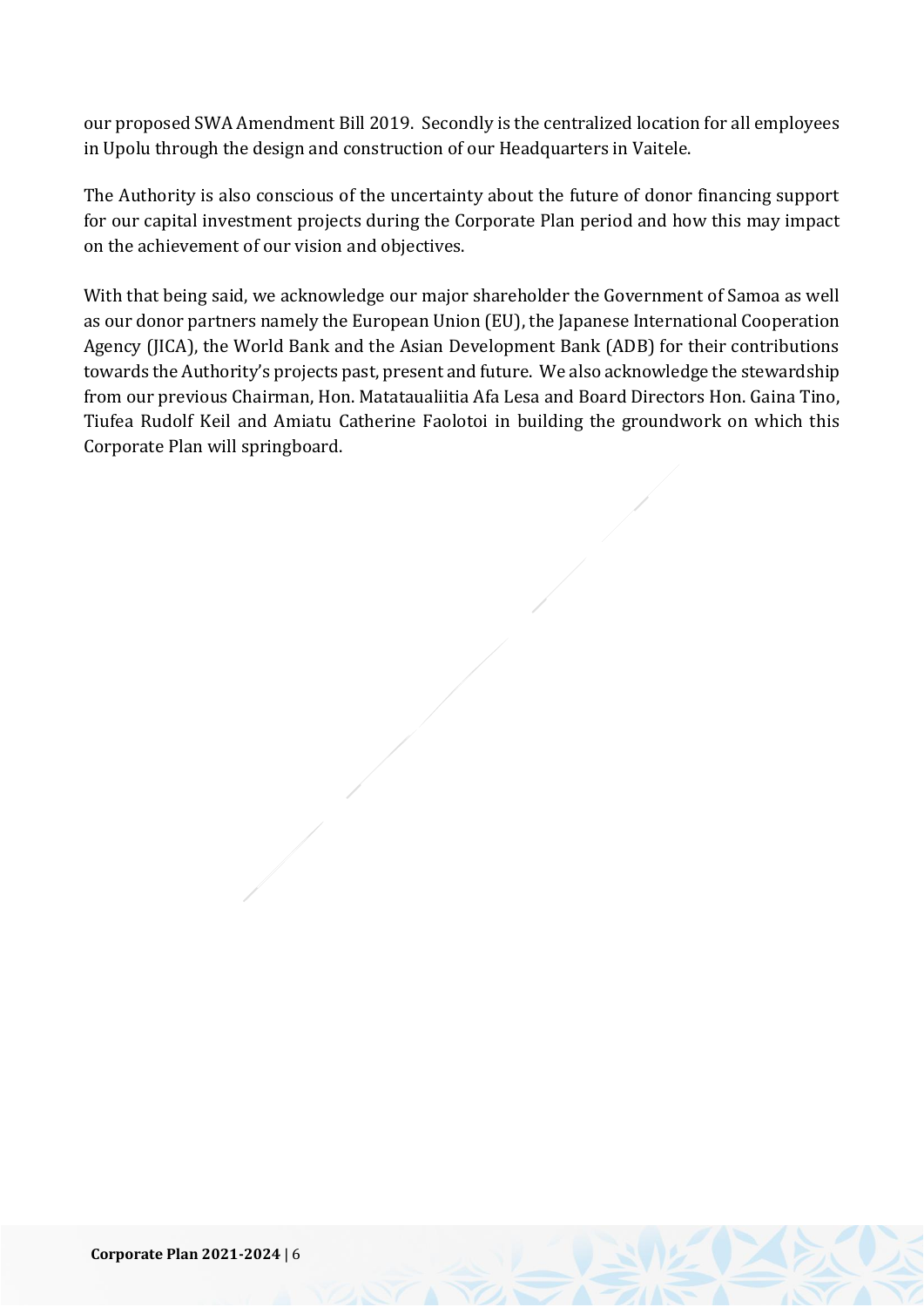our proposed SWA Amendment Bill 2019. Secondly is the centralized location for all employees in Upolu through the design and construction of our Headquarters in Vaitele.

The Authority is also conscious of the uncertainty about the future of donor financing support for our capital investment projects during the Corporate Plan period and how this may impact on the achievement of our vision and objectives.

With that being said, we acknowledge our major shareholder the Government of Samoa as well as our donor partners namely the European Union (EU), the Japanese International Cooperation Agency (JICA), the World Bank and the Asian Development Bank (ADB) for their contributions towards the Authority's projects past, present and future. We also acknowledge the stewardship from our previous Chairman, Hon. Matataualiitia Afa Lesa and Board Directors Hon. Gaina Tino, Tiufea Rudolf Keil and Amiatu Catherine Faolotoi in building the groundwork on which this Corporate Plan will springboard.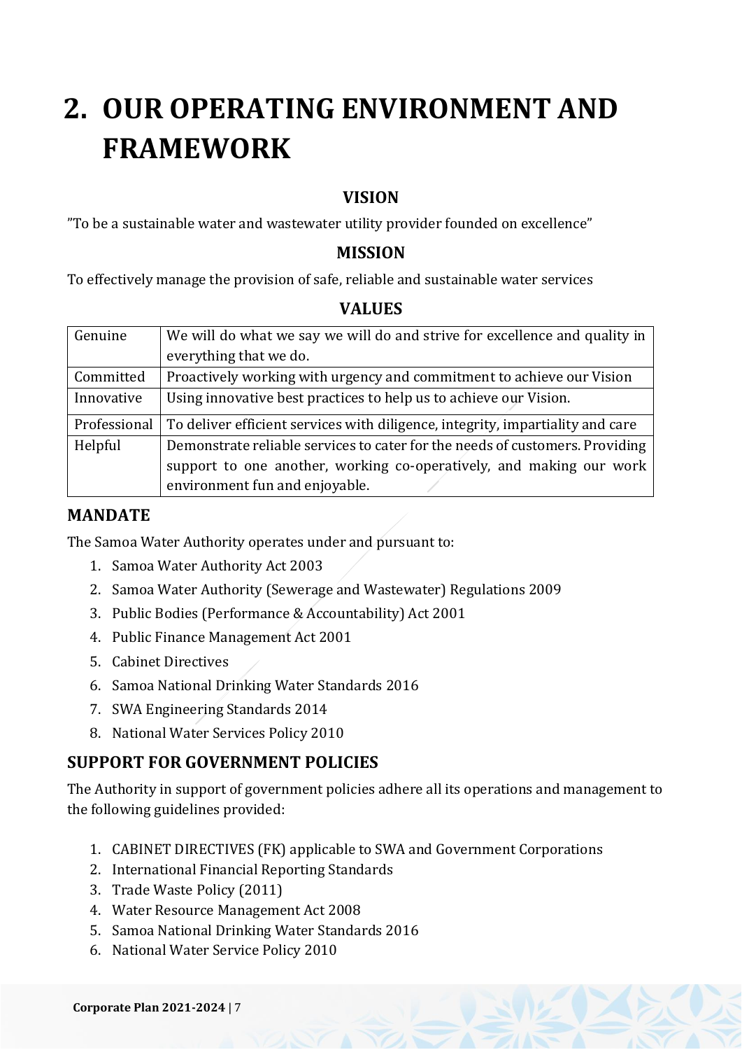# 2. OUR OPERATING ENVIRONMENT AND FRAMEWORK

### VISION

"To be a sustainable water and wastewater utility provider founded on excellence"

### MISSION

To effectively manage the provision of safe, reliable and sustainable water services

### VALUES

| | |
|---|---|
| Genuine | We will do what we say we will do and strive for excellence and quality in everything that we do. |
| Committed | Proactively working with urgency and commitment to achieve our Vision |
| Innovative | Using innovative best practices to help us to achieve our Vision. |
| Professional | To deliver efficient services with diligence, integrity, impartiality and care |
| Helpful | Demonstrate reliable services to cater for the needs of customers. Providing support to one another, working co-operatively, and making our work environment fun and enjoyable. |

## MANDATE

The Samoa Water Authority operates under and pursuant to:

1. Samoa Water Authority Act 2003
2. Samoa Water Authority (Sewerage and Wastewater) Regulations 2009
3. Public Bodies (Performance & Accountability) Act 2001
4. Public Finance Management Act 2001
5. Cabinet Directives
6. Samoa National Drinking Water Standards 2016
7. SWA Engineering Standards 2014
8. National Water Services Policy 2010

## SUPPORT FOR GOVERNMENT POLICIES

The Authority in support of government policies adhere all its operations and management to the following guidelines provided:

1. CABINET DIRECTIVES (FK) applicable to SWA and Government Corporations
2. International Financial Reporting Standards
3. Trade Waste Policy (2011)
4. Water Resource Management Act 2008
5. Samoa National Drinking Water Standards 2016
6. National Water Service Policy 2010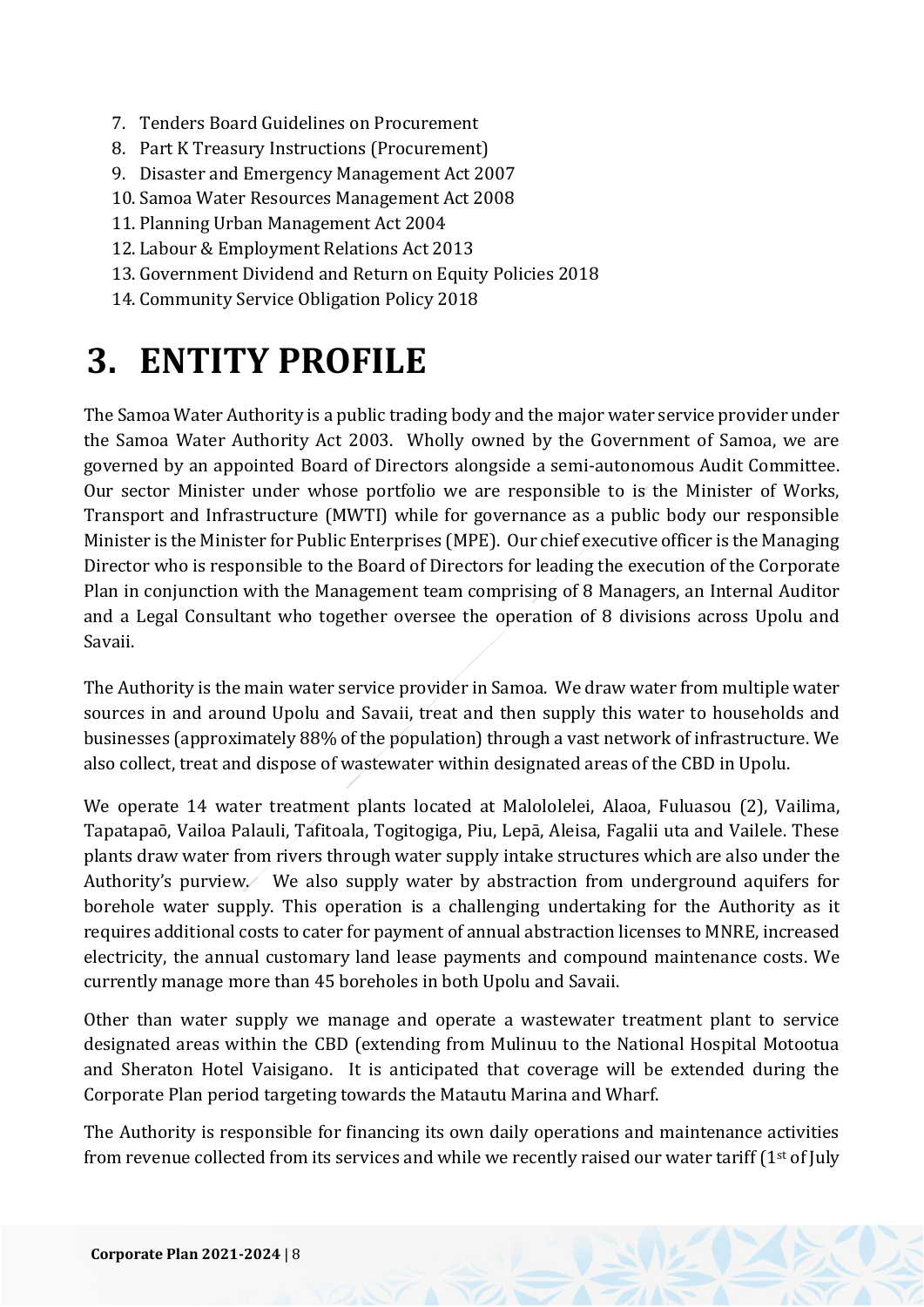7. Tenders Board Guidelines on Procurement
8. Part K Treasury Instructions (Procurement)
9. Disaster and Emergency Management Act 2007
10. Samoa Water Resources Management Act 2008
11. Planning Urban Management Act 2004
12. Labour & Employment Relations Act 2013
13. Government Dividend and Return on Equity Policies 2018
14. Community Service Obligation Policy 2018

# 3. ENTITY PROFILE

The Samoa Water Authority is a public trading body and the major water service provider under the Samoa Water Authority Act 2003. Wholly owned by the Government of Samoa, we are governed by an appointed Board of Directors alongside a semi-autonomous Audit Committee. Our sector Minister under whose portfolio we are responsible to is the Minister of Works, Transport and Infrastructure (MWTI) while for governance as a public body our responsible Minister is the Minister for Public Enterprises (MPE). Our chief executive officer is the Managing Director who is responsible to the Board of Directors for leading the execution of the Corporate Plan in conjunction with the Management team comprising of 8 Managers, an Internal Auditor and a Legal Consultant who together oversee the operation of 8 divisions across Upolu and Savaii.

The Authority is the main water service provider in Samoa. We draw water from multiple water sources in and around Upolu and Savaii, treat and then supply this water to households and businesses (approximately 88% of the population) through a vast network of infrastructure. We also collect, treat and dispose of wastewater within designated areas of the CBD in Upolu.

We operate 14 water treatment plants located at Malololelei, Alaoa, Fuluasou (2), Vailima, Tapatapaō, Vailoa Palauli, Tafitoala, Togitogiga, Piu, Lepā, Aleisa, Fagalii uta and Vailele. These plants draw water from rivers through water supply intake structures which are also under the Authority's purview. We also supply water by abstraction from underground aquifers for borehole water supply. This operation is a challenging undertaking for the Authority as it requires additional costs to cater for payment of annual abstraction licenses to MNRE, increased electricity, the annual customary land lease payments and compound maintenance costs. We currently manage more than 45 boreholes in both Upolu and Savaii.

Other than water supply we manage and operate a wastewater treatment plant to service designated areas within the CBD (extending from Mulinuu to the National Hospital Motootua and Sheraton Hotel Vaisigano. It is anticipated that coverage will be extended during the Corporate Plan period targeting towards the Matautu Marina and Wharf.

The Authority is responsible for financing its own daily operations and maintenance activities from revenue collected from its services and while we recently raised our water tariff (1st of July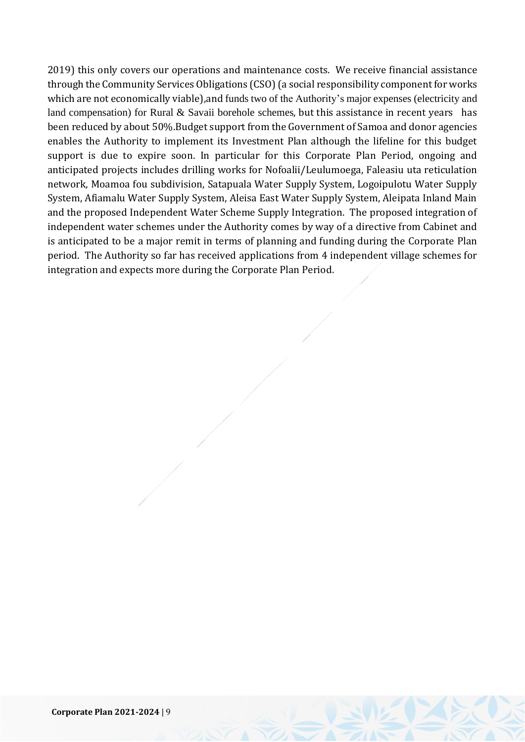2019) this only covers our operations and maintenance costs. We receive financial assistance through the Community Services Obligations (CSO) (a social responsibility component for works which are not economically viable),and funds two of the Authority's major expenses (electricity and land compensation) for Rural & Savaii borehole schemes, but this assistance in recent years has been reduced by about 50%.Budget support from the Government of Samoa and donor agencies enables the Authority to implement its Investment Plan although the lifeline for this budget support is due to expire soon. In particular for this Corporate Plan Period, ongoing and anticipated projects includes drilling works for Nofoalii/Leulumoega, Faleasiu uta reticulation network, Moamoa fou subdivision, Satapuala Water Supply System, Logoipulotu Water Supply System, Afiamalu Water Supply System, Aleisa East Water Supply System, Aleipata Inland Main and the proposed Independent Water Scheme Supply Integration. The proposed integration of independent water schemes under the Authority comes by way of a directive from Cabinet and is anticipated to be a major remit in terms of planning and funding during the Corporate Plan period. The Authority so far has received applications from 4 independent village schemes for integration and expects more during the Corporate Plan Period.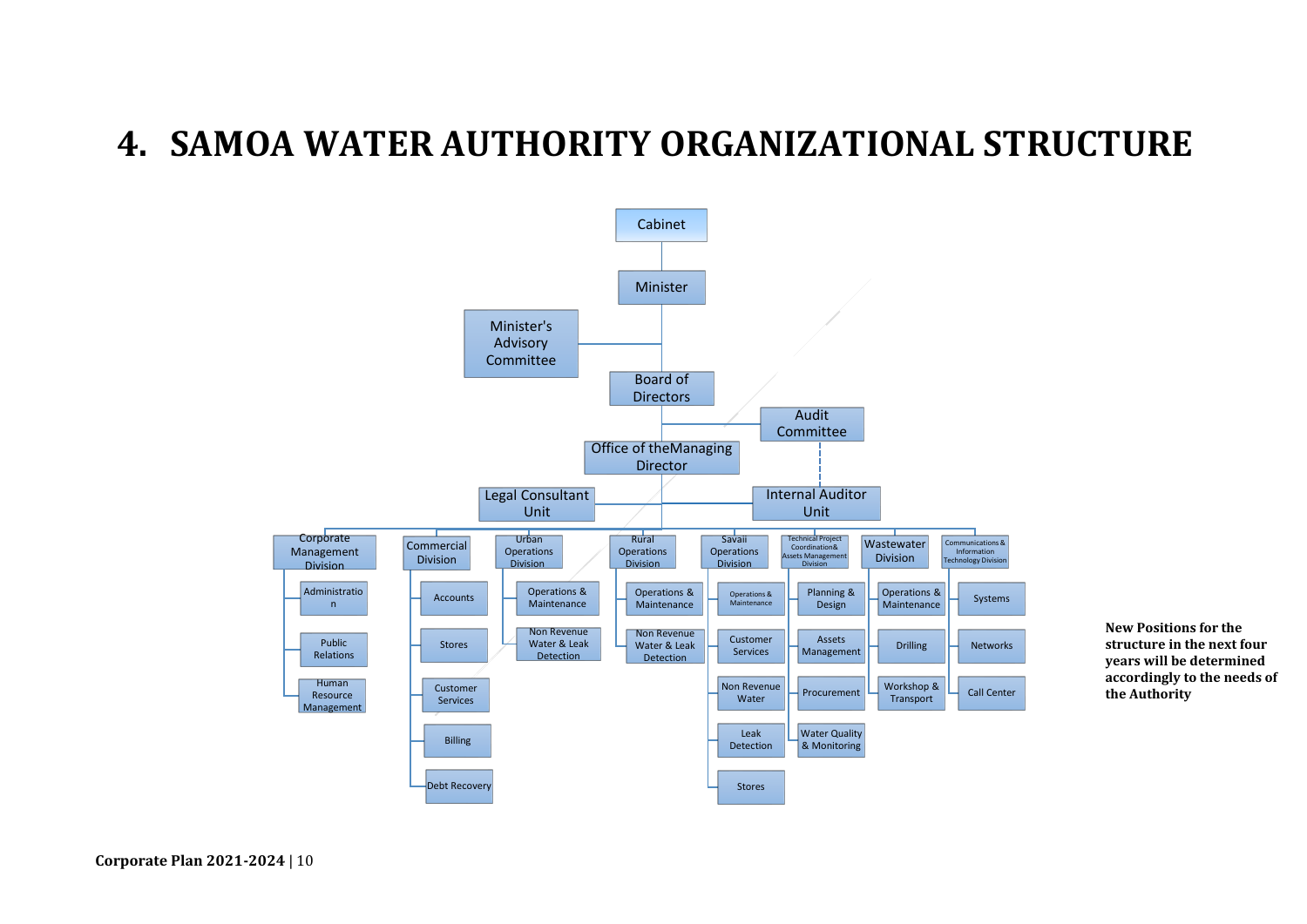# 4. SAMOA WATER AUTHORITY ORGANIZATIONAL STRUCTURE

- Cabinet
  - Minister
    - Minister's Advisory Committee
    - Board of Directors
      - Audit Committee
        - Internal Auditor Unit
      - Office of the Managing Director
        - Legal Consultant Unit
        - Internal Auditor Unit
        - Corporate Management Division
          - Administration
          - Public Relations
          - Human Resource Management
        - Commercial Division
          - Accounts
          - Stores
          - Customer Services
          - Billing
          - Debt Recovery
        - Urban Operations Division
          - Operations & Maintenance
          - Non Revenue Water & Leak Detection
        - Rural Operations Division
          - Operations & Maintenance
          - Non Revenue Water & Leak Detection
        - Savaii Operations Division
          - Operations & Maintenance
          - Customer Services
          - Non Revenue Water
          - Leak Detection
          - Stores
        - Technical Project Coordination& Assets Management Division
          - Planning & Design
          - Assets Management
          - Procurement
          - Water Quality & Monitoring
        - Wastewater Division
          - Operations & Maintenance
          - Drilling
          - Workshop & Transport
        - Communications & Information Technology Division
          - Systems
          - Networks
          - Call Center

**New Positions for the structure in the next four years will be determined accordingly to the needs of the Authority**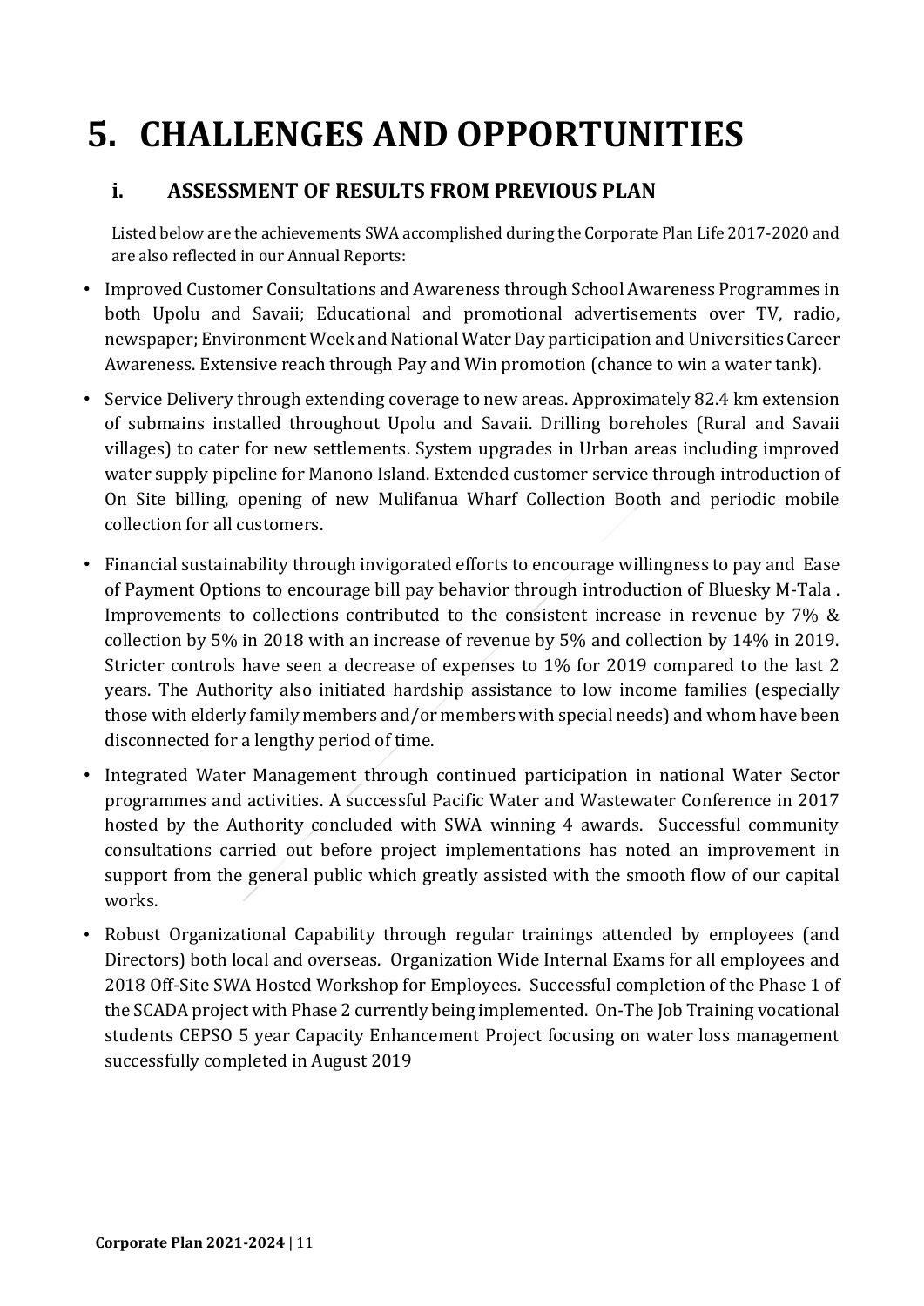# 5. CHALLENGES AND OPPORTUNITIES

## i. ASSESSMENT OF RESULTS FROM PREVIOUS PLAN

Listed below are the achievements SWA accomplished during the Corporate Plan Life 2017-2020 and are also reflected in our Annual Reports:

- Improved Customer Consultations and Awareness through School Awareness Programmes in both Upolu and Savaii; Educational and promotional advertisements over TV, radio, newspaper; Environment Week and National Water Day participation and Universities Career Awareness. Extensive reach through Pay and Win promotion (chance to win a water tank).
- Service Delivery through extending coverage to new areas. Approximately 82.4 km extension of submains installed throughout Upolu and Savaii. Drilling boreholes (Rural and Savaii villages) to cater for new settlements. System upgrades in Urban areas including improved water supply pipeline for Manono Island. Extended customer service through introduction of On Site billing, opening of new Mulifanua Wharf Collection Booth and periodic mobile collection for all customers.
- Financial sustainability through invigorated efforts to encourage willingness to pay and Ease of Payment Options to encourage bill pay behavior through introduction of Bluesky M-Tala . Improvements to collections contributed to the consistent increase in revenue by 7% & collection by 5% in 2018 with an increase of revenue by 5% and collection by 14% in 2019. Stricter controls have seen a decrease of expenses to 1% for 2019 compared to the last 2 years. The Authority also initiated hardship assistance to low income families (especially those with elderly family members and/or members with special needs) and whom have been disconnected for a lengthy period of time.
- Integrated Water Management through continued participation in national Water Sector programmes and activities. A successful Pacific Water and Wastewater Conference in 2017 hosted by the Authority concluded with SWA winning 4 awards. Successful community consultations carried out before project implementations has noted an improvement in support from the general public which greatly assisted with the smooth flow of our capital works.
- Robust Organizational Capability through regular trainings attended by employees (and Directors) both local and overseas. Organization Wide Internal Exams for all employees and 2018 Off-Site SWA Hosted Workshop for Employees. Successful completion of the Phase 1 of the SCADA project with Phase 2 currently being implemented. On-The Job Training vocational students CEPSO 5 year Capacity Enhancement Project focusing on water loss management successfully completed in August 2019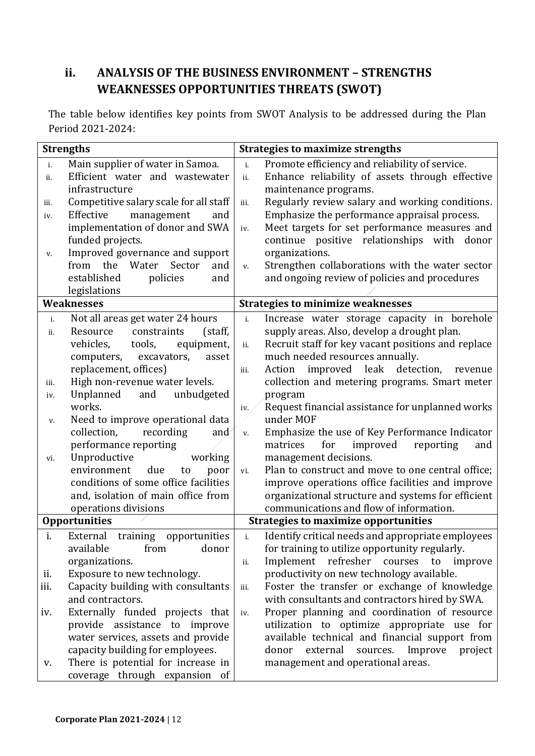## ii. ANALYSIS OF THE BUSINESS ENVIRONMENT – STRENGTHS WEAKNESSES OPPORTUNITIES THREATS (SWOT)

The table below identifies key points from SWOT Analysis to be addressed during the Plan Period 2021-2024:

| Strengths | Strategies to maximize strengths |
|---|---|
| i. Main supplier of water in Samoa.<br>ii. Efficient water and wastewater infrastructure<br>iii. Competitive salary scale for all staff<br>iv. Effective management and implementation of donor and SWA funded projects.<br>v. Improved governance and support from the Water Sector and established policies and legislations | i. Promote efficiency and reliability of service.<br>ii. Enhance reliability of assets through effective maintenance programs.<br>iii. Regularly review salary and working conditions. Emphasize the performance appraisal process.<br>iv. Meet targets for set performance measures and continue positive relationships with donor organizations.<br>v. Strengthen collaborations with the water sector and ongoing review of policies and procedures |
| **Weaknesses** | **Strategies to minimize weaknesses** |
| i. Not all areas get water 24 hours<br>ii. Resource constraints (staff, vehicles, tools, equipment, computers, excavators, asset replacement, offices)<br>iii. High non-revenue water levels.<br>iv. Unplanned and unbudgeted works.<br>v. Need to improve operational data collection, recording and performance reporting<br>vi. Unproductive working environment due to poor conditions of some office facilities and, isolation of main office from operations divisions | i. Increase water storage capacity in borehole supply areas. Also, develop a drought plan.<br>ii. Recruit staff for key vacant positions and replace much needed resources annually.<br>iii. Action improved leak detection, revenue collection and metering programs. Smart meter program<br>iv. Request financial assistance for unplanned works under MOF<br>v. Emphasize the use of Key Performance Indicator matrices for improved reporting and management decisions.<br>vi. Plan to construct and move to one central office; improve operations office facilities and improve organizational structure and systems for efficient communications and flow of information. |
| **Opportunities** | **Strategies to maximize opportunities** |
| i. External training opportunities available from donor organizations.<br>ii. Exposure to new technology.<br>iii. Capacity building with consultants and contractors.<br>iv. Externally funded projects that provide assistance to improve water services, assets and provide capacity building for employees.<br>v. There is potential for increase in coverage through expansion of | i. Identify critical needs and appropriate employees for training to utilize opportunity regularly.<br>ii. Implement refresher courses to improve productivity on new technology available.<br>iii. Foster the transfer or exchange of knowledge with consultants and contractors hired by SWA.<br>iv. Proper planning and coordination of resource utilization to optimize appropriate use for available technical and financial support from donor external sources. Improve project management and operational areas. |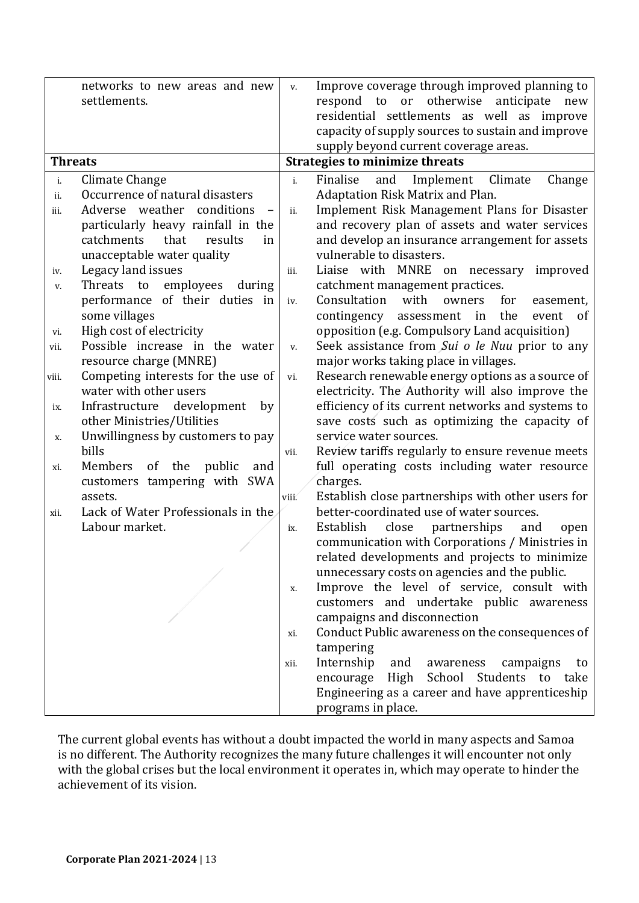| | |
|---|---|
| networks to new areas and new settlements. | v. Improve coverage through improved planning to respond to or otherwise anticipate new residential settlements as well as improve capacity of supply sources to sustain and improve supply beyond current coverage areas. |
| **Threats** | **Strategies to minimize threats** |
| i. Climate Change<br>ii. Occurrence of natural disasters<br>iii. Adverse weather conditions – particularly heavy rainfall in the catchments that results in unacceptable water quality<br>iv. Legacy land issues<br>v. Threats to employees during performance of their duties in some villages<br>vi. High cost of electricity<br>vii. Possible increase in the water resource charge (MNRE)<br>viii. Competing interests for the use of water with other users<br>ix. Infrastructure development by other Ministries/Utilities<br>x. Unwillingness by customers to pay bills<br>xi. Members of the public and customers tampering with SWA assets.<br>xii. Lack of Water Professionals in the Labour market. | i. Finalise and Implement Climate Change Adaptation Risk Matrix and Plan.<br>ii. Implement Risk Management Plans for Disaster and recovery plan of assets and water services and develop an insurance arrangement for assets vulnerable to disasters.<br>iii. Liaise with MNRE on necessary improved catchment management practices.<br>iv. Consultation with owners for easement, contingency assessment in the event of opposition (e.g. Compulsory Land acquisition)<br>v. Seek assistance from *Sui o le Nuu* prior to any major works taking place in villages.<br>vi. Research renewable energy options as a source of electricity. The Authority will also improve the efficiency of its current networks and systems to save costs such as optimizing the capacity of service water sources.<br>vii. Review tariffs regularly to ensure revenue meets full operating costs including water resource charges.<br>viii. Establish close partnerships with other users for better-coordinated use of water sources.<br>ix. Establish close partnerships and open communication with Corporations / Ministries in related developments and projects to minimize unnecessary costs on agencies and the public.<br>x. Improve the level of service, consult with customers and undertake public awareness campaigns and disconnection<br>xi. Conduct Public awareness on the consequences of tampering<br>xii. Internship and awareness campaigns to encourage High School Students to take Engineering as a career and have apprenticeship programs in place. |

The current global events has without a doubt impacted the world in many aspects and Samoa is no different. The Authority recognizes the many future challenges it will encounter not only with the global crises but the local environment it operates in, which may operate to hinder the achievement of its vision.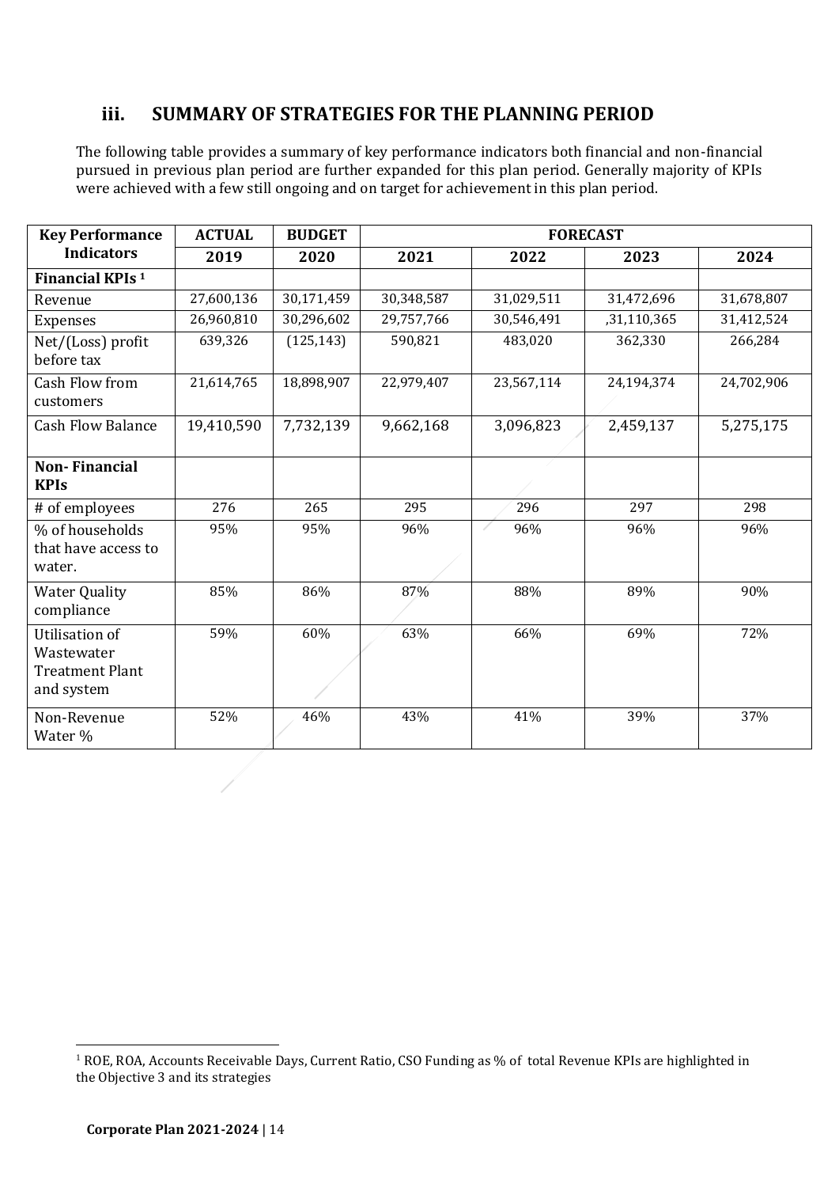## iii. SUMMARY OF STRATEGIES FOR THE PLANNING PERIOD

The following table provides a summary of key performance indicators both financial and non-financial pursued in previous plan period are further expanded for this plan period. Generally majority of KPIs were achieved with a few still ongoing and on target for achievement in this plan period.

| Key Performance Indicators | ACTUAL | BUDGET | FORECAST | | | |
|---|---|---|---|---|---|---|
| | 2019 | 2020 | 2021 | 2022 | 2023 | 2024 |
| **Financial KPIs** [1] | | | | | | |
| Revenue | 27,600,136 | 30,171,459 | 30,348,587 | 31,029,511 | 31,472,696 | 31,678,807 |
| Expenses | 26,960,810 | 30,296,602 | 29,757,766 | 30,546,491 | ,31,110,365 | 31,412,524 |
| Net/(Loss) profit before tax | 639,326 | (125,143) | 590,821 | 483,020 | 362,330 | 266,284 |
| Cash Flow from customers | 21,614,765 | 18,898,907 | 22,979,407 | 23,567,114 | 24,194,374 | 24,702,906 |
| Cash Flow Balance | 19,410,590 | 7,732,139 | 9,662,168 | 3,096,823 | 2,459,137 | 5,275,175 |
| **Non- Financial KPIs** | | | | | | |
| # of employees | 276 | 265 | 295 | 296 | 297 | 298 |
| % of households that have access to water. | 95% | 95% | 96% | 96% | 96% | 96% |
| Water Quality compliance | 85% | 86% | 87% | 88% | 89% | 90% |
| Utilisation of Wastewater Treatment Plant and system | 59% | 60% | 63% | 66% | 69% | 72% |
| Non-Revenue Water % | 52% | 46% | 43% | 41% | 39% | 37% |

[1] ROE, ROA, Accounts Receivable Days, Current Ratio, CSO Funding as % of total Revenue KPIs are highlighted in the Objective 3 and its strategies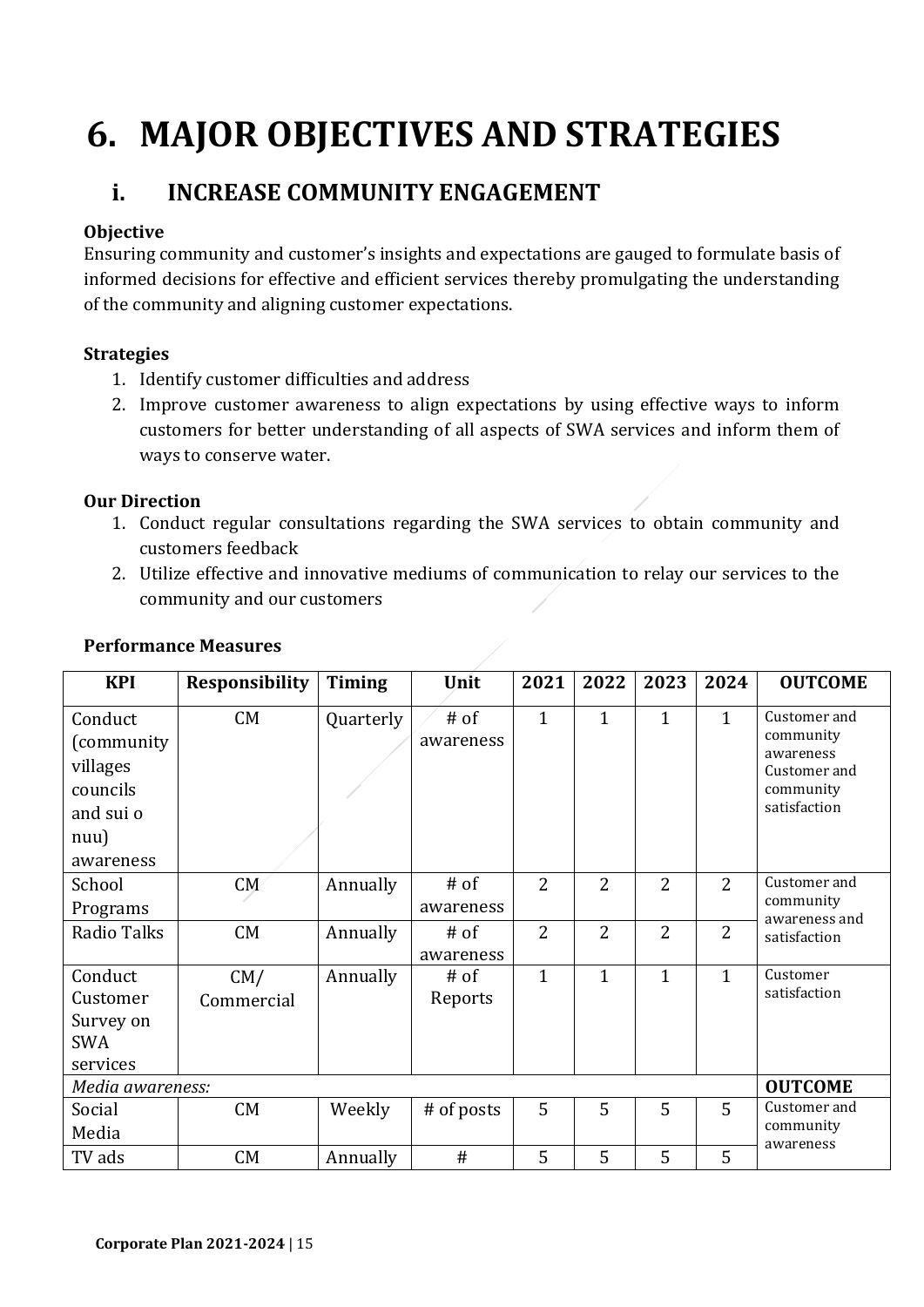# 6. MAJOR OBJECTIVES AND STRATEGIES

## i. INCREASE COMMUNITY ENGAGEMENT

**Objective**

Ensuring community and customer's insights and expectations are gauged to formulate basis of informed decisions for effective and efficient services thereby promulgating the understanding of the community and aligning customer expectations.

**Strategies**

1. Identify customer difficulties and address
2. Improve customer awareness to align expectations by using effective ways to inform customers for better understanding of all aspects of SWA services and inform them of ways to conserve water.

**Our Direction**

1. Conduct regular consultations regarding the SWA services to obtain community and customers feedback
2. Utilize effective and innovative mediums of communication to relay our services to the community and our customers

**Performance Measures**

| KPI | Responsibility | Timing | Unit | 2021 | 2022 | 2023 | 2024 | OUTCOME |
|---|---|---|---|---|---|---|---|---|
| Conduct (community villages councils and sui o nuu) awareness | CM | Quarterly | # of awareness | 1 | 1 | 1 | 1 | Customer and community awareness Customer and community satisfaction |
| School Programs | CM | Annually | # of awareness | 2 | 2 | 2 | 2 | Customer and community awareness and satisfaction |
| Radio Talks | CM | Annually | # of awareness | 2 | 2 | 2 | 2 | |
| Conduct Customer Survey on SWA services | CM/ Commercial | Annually | # of Reports | 1 | 1 | 1 | 1 | Customer satisfaction |
| *Media awareness:* | | | | | | | | **OUTCOME** |
| Social Media | CM | Weekly | # of posts | 5 | 5 | 5 | 5 | Customer and community awareness |
| TV ads | CM | Annually | # | 5 | 5 | 5 | 5 | |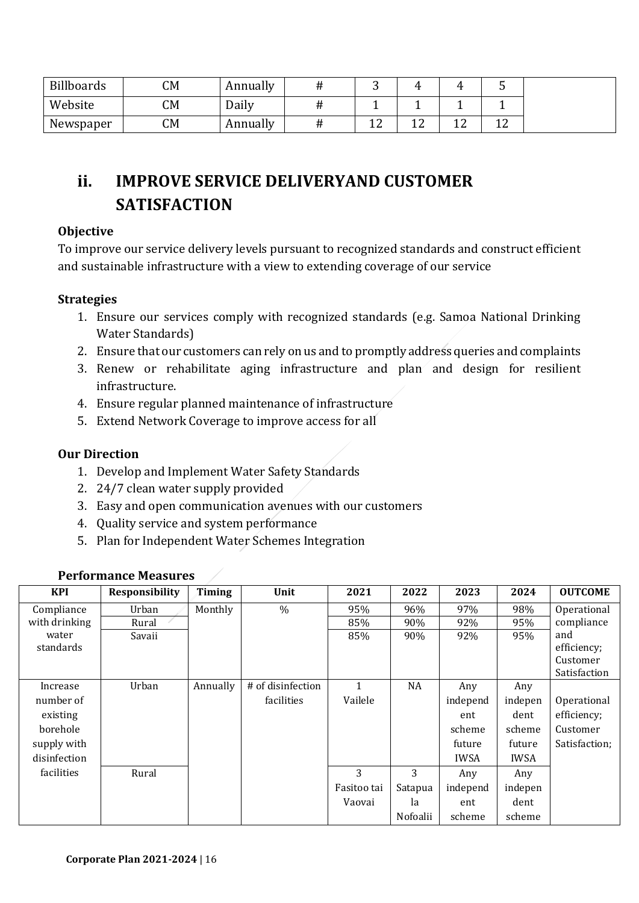| Billboards | CM | Annually | # | 3 | 4 | 4 | 5 | |
|---|---|---|---|---|---|---|---|---|
| Website | CM | Daily | # | 1 | 1 | 1 | 1 | |
| Newspaper | CM | Annually | # | 12 | 12 | 12 | 12 | |

## ii. IMPROVE SERVICE DELIVERYAND CUSTOMER SATISFACTION

**Objective**

To improve our service delivery levels pursuant to recognized standards and construct efficient and sustainable infrastructure with a view to extending coverage of our service

**Strategies**

1. Ensure our services comply with recognized standards (e.g. Samoa National Drinking Water Standards)
2. Ensure that our customers can rely on us and to promptly address queries and complaints
3. Renew or rehabilitate aging infrastructure and plan and design for resilient infrastructure.
4. Ensure regular planned maintenance of infrastructure
5. Extend Network Coverage to improve access for all

**Our Direction**

1. Develop and Implement Water Safety Standards
2. 24/7 clean water supply provided
3. Easy and open communication avenues with our customers
4. Quality service and system performance
5. Plan for Independent Water Schemes Integration

**Performance Measures**

| KPI | Responsibility | Timing | Unit | 2021 | 2022 | 2023 | 2024 | OUTCOME |
|---|---|---|---|---|---|---|---|---|
| Compliance with drinking water standards | Urban | Monthly | % | 95% | 96% | 97% | 98% | Operational compliance and efficiency; Customer Satisfaction |
| | Rural | | | 85% | 90% | 92% | 95% | |
| | Savaii | | | 85% | 90% | 92% | 95% | |
| Increase number of existing borehole supply with disinfection facilities | Urban | Annually | # of disinfection facilities | 1 Vailele | NA | Any independent scheme future IWSA | Any independent scheme future IWSA | Operational efficiency; Customer Satisfaction; |
| | Rural | | | 3 Fasitoo tai Vaovai | 3 Satapuala Nofoalii | Any independent scheme | Any independent scheme | |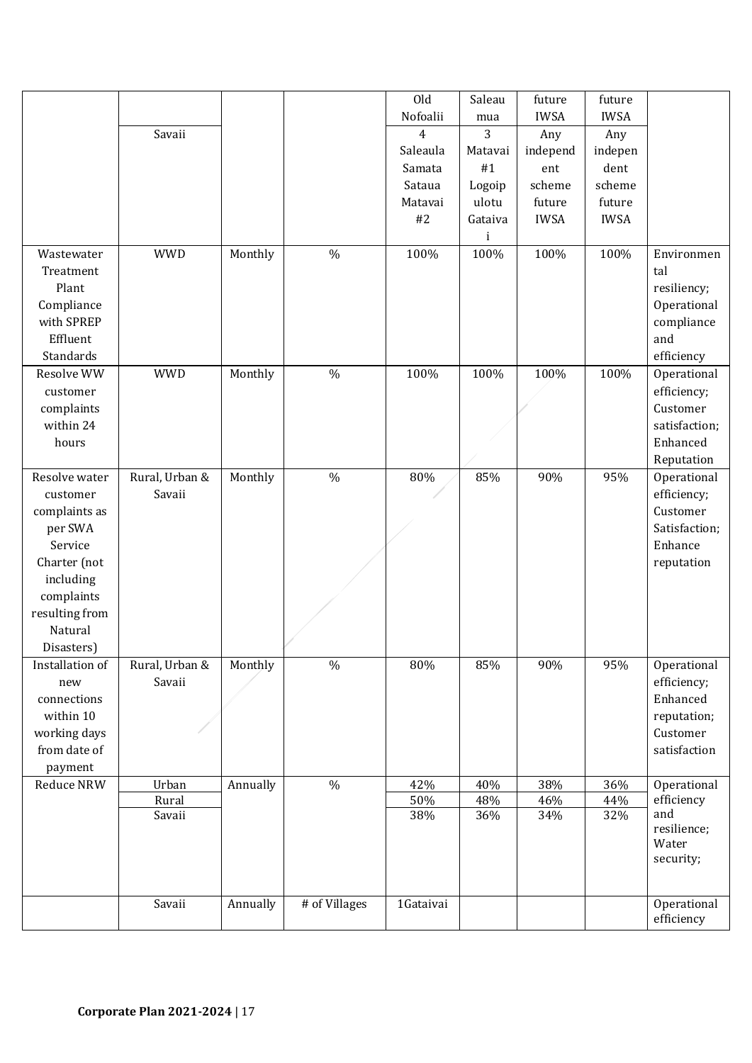| | | | | Old Nofoalii | Saleaumua | future IWSA | future IWSA | |
|---|---|---|---|---|---|---|---|---|
| | Savaii | | | 4 Saleaula Samata Sataua Matavai #2 | 3 Matavai #1 Logoipulotu Gataivai | Any independent scheme future IWSA | Any independent scheme future IWSA | |
| Wastewater Treatment Plant Compliance with SPREP Effluent Standards | WWD | Monthly | % | 100% | 100% | 100% | 100% | Environmental resiliency; Operational compliance and efficiency |
| Resolve WW customer complaints within 24 hours | WWD | Monthly | % | 100% | 100% | 100% | 100% | Operational efficiency; Customer satisfaction; Enhanced Reputation |
| Resolve water customer complaints as per SWA Service Charter (not including complaints resulting from Natural Disasters) | Rural, Urban & Savaii | Monthly | % | 80% | 85% | 90% | 95% | Operational efficiency; Customer Satisfaction; Enhance reputation |
| Installation of new connections within 10 working days from date of payment | Rural, Urban & Savaii | Monthly | % | 80% | 85% | 90% | 95% | Operational efficiency; Enhanced reputation; Customer satisfaction |
| Reduce NRW | Urban | Annually | % | 42% | 40% | 38% | 36% | Operational efficiency and resilience; Water security; |
| | Rural | | | 50% | 48% | 46% | 44% | |
| | Savaii | | | 38% | 36% | 34% | 32% | |
| | Savaii | Annually | # of Villages | 1Gataivai | | | | Operational efficiency |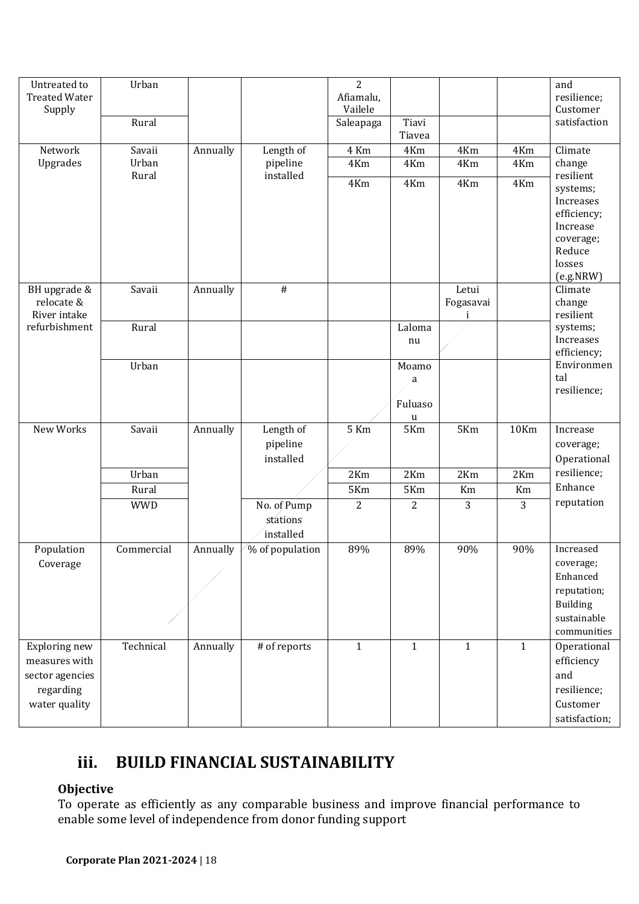| Untreated to Treated Water Supply | Urban | | | 2 Afiamalu, Vailele | | | | and resilience; Customer satisfaction |
|---|---|---|---|---|---|---|---|---|
| | Rural | | | Saleapaga | Tiavi Tiavea | | | |
| Network Upgrades | Savaii | Annually | Length of pipeline installed | 4 Km | 4Km | 4Km | 4Km | Climate change resilient systems; Increases efficiency; Increase coverage; Reduce losses (e.g.NRW) |
| | Urban | | | 4Km | 4Km | 4Km | 4Km | |
| | Rural | | | 4Km | 4Km | 4Km | 4Km | |
| BH upgrade & relocate & River intake refurbishment | Savaii | Annually | # | | | Letui Fogasavaii | | Climate change resilient systems; Increases efficiency; Environmental resilience; |
| | Rural | | | | Lalomanu | | | |
| | Urban | | | | Moamoa Fuluasou | | | |
| New Works | Savaii | Annually | Length of pipeline installed | 5 Km | 5Km | 5Km | 10Km | Increase coverage; Operational resilience; Enhance reputation |
| | Urban | | | 2Km | 2Km | 2Km | 2Km | |
| | Rural | | | 5Km | 5Km | Km | Km | |
| | WWD | | No. of Pump stations installed | 2 | 2 | 3 | 3 | |
| Population Coverage | Commercial | Annually | % of population | 89% | 89% | 90% | 90% | Increased coverage; Enhanced reputation; Building sustainable communities |
| Exploring new measures with sector agencies regarding water quality | Technical | Annually | # of reports | 1 | 1 | 1 | 1 | Operational efficiency and resilience; Customer satisfaction; |

## iii. BUILD FINANCIAL SUSTAINABILITY

**Objective**

To operate as efficiently as any comparable business and improve financial performance to enable some level of independence from donor funding support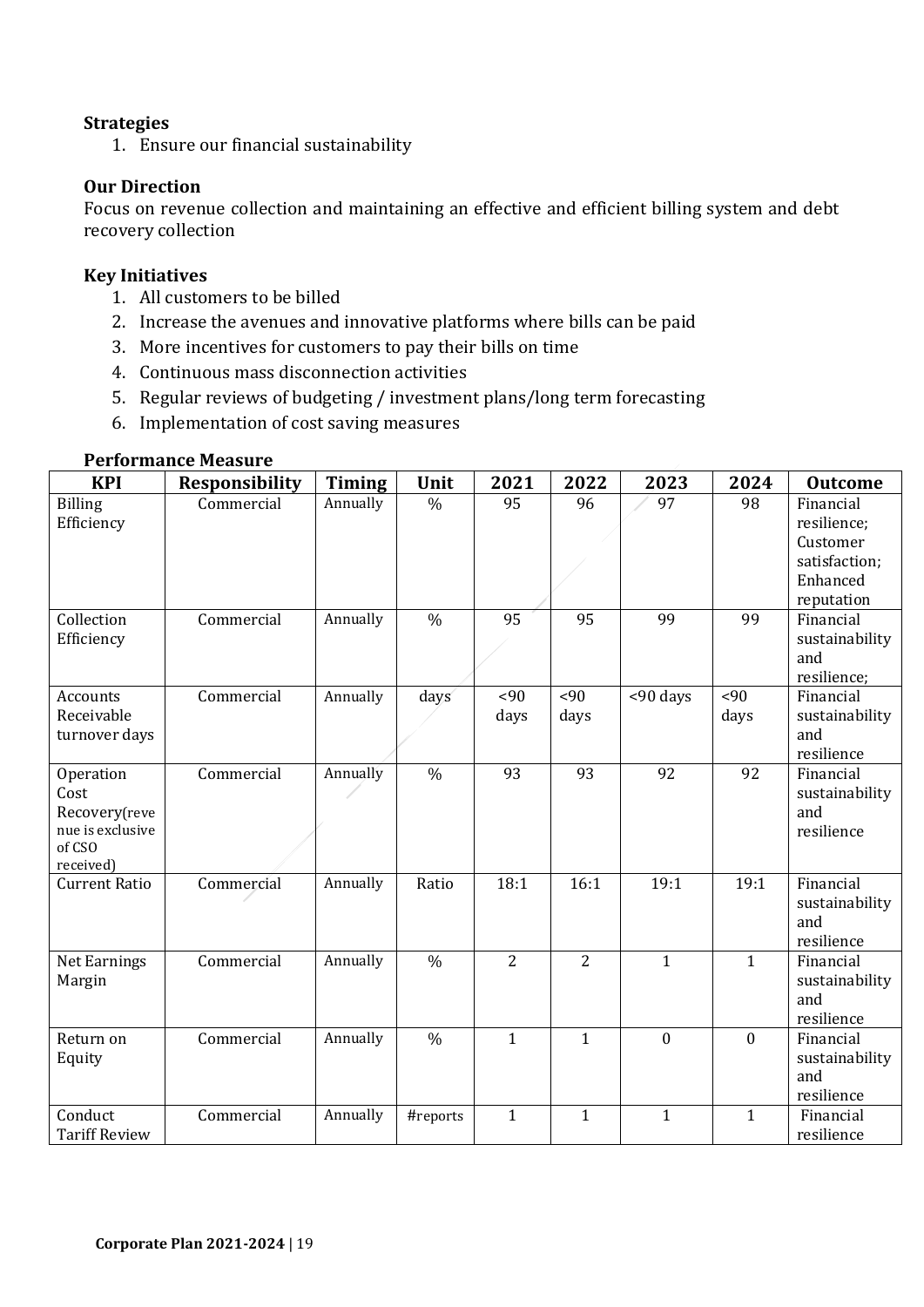**Strategies**

1. Ensure our financial sustainability

**Our Direction**

Focus on revenue collection and maintaining an effective and efficient billing system and debt recovery collection

**Key Initiatives**

1. All customers to be billed
2. Increase the avenues and innovative platforms where bills can be paid
3. More incentives for customers to pay their bills on time
4. Continuous mass disconnection activities
5. Regular reviews of budgeting / investment plans/long term forecasting
6. Implementation of cost saving measures

**Performance Measure**

| KPI | Responsibility | Timing | Unit | 2021 | 2022 | 2023 | 2024 | Outcome |
|---|---|---|---|---|---|---|---|---|
| Billing Efficiency | Commercial | Annually | % | 95 | 96 | 97 | 98 | Financial resilience; Customer satisfaction; Enhanced reputation |
| Collection Efficiency | Commercial | Annually | % | 95 | 95 | 99 | 99 | Financial sustainability and resilience; |
| Accounts Receivable turnover days | Commercial | Annually | days | <90 days | <90 days | <90 days | <90 days | Financial sustainability and resilience |
| Operation Cost Recovery(revenue is exclusive of CSO received) | Commercial | Annually | % | 93 | 93 | 92 | 92 | Financial sustainability and resilience |
| Current Ratio | Commercial | Annually | Ratio | 18:1 | 16:1 | 19:1 | 19:1 | Financial sustainability and resilience |
| Net Earnings Margin | Commercial | Annually | % | 2 | 2 | 1 | 1 | Financial sustainability and resilience |
| Return on Equity | Commercial | Annually | % | 1 | 1 | 0 | 0 | Financial sustainability and resilience |
| Conduct Tariff Review | Commercial | Annually | #reports | 1 | 1 | 1 | 1 | Financial resilience |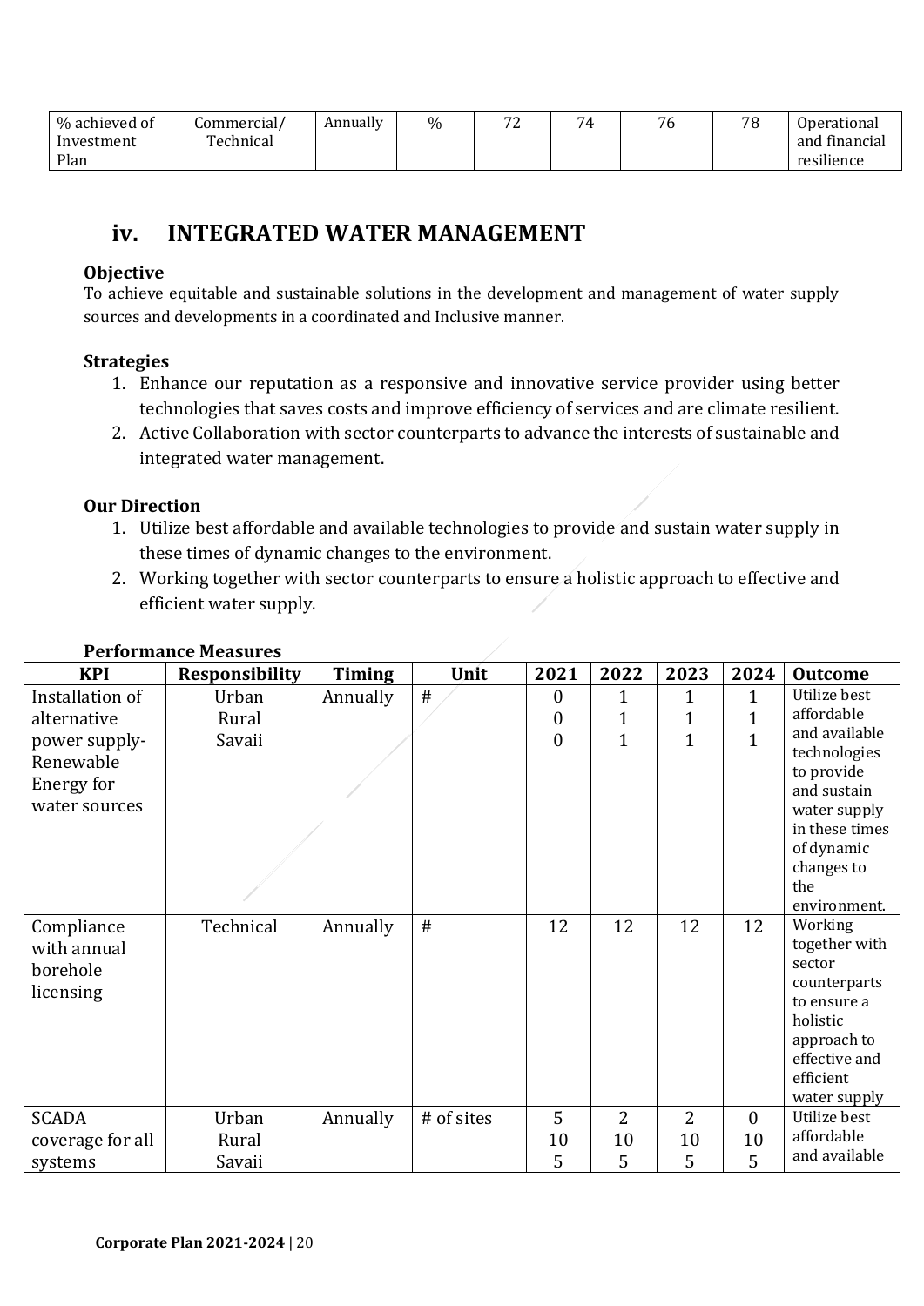| % achieved of Investment Plan | Commercial/ Technical | Annually | % | 72 | 74 | 76 | 78 | Operational and financial resilience |
|---|---|---|---|---|---|---|---|---|

## iv. INTEGRATED WATER MANAGEMENT

**Objective**

To achieve equitable and sustainable solutions in the development and management of water supply sources and developments in a coordinated and Inclusive manner.

**Strategies**

1. Enhance our reputation as a responsive and innovative service provider using better technologies that saves costs and improve efficiency of services and are climate resilient.
2. Active Collaboration with sector counterparts to advance the interests of sustainable and integrated water management.

**Our Direction**

1. Utilize best affordable and available technologies to provide and sustain water supply in these times of dynamic changes to the environment.
2. Working together with sector counterparts to ensure a holistic approach to effective and efficient water supply.

**Performance Measures**

| KPI | Responsibility | Timing | Unit | 2021 | 2022 | 2023 | 2024 | Outcome |
|---|---|---|---|---|---|---|---|---|
| Installation of alternative power supply-Renewable Energy for water sources | Urban<br>Rural<br>Savaii | Annually | # | 0<br>0<br>0 | 1<br>1<br>1 | 1<br>1<br>1 | 1<br>1<br>1 | Utilize best affordable and available technologies to provide and sustain water supply in these times of dynamic changes to the environment. |
| Compliance with annual borehole licensing | Technical | Annually | # | 12 | 12 | 12 | 12 | Working together with sector counterparts to ensure a holistic approach to effective and efficient water supply |
| SCADA coverage for all systems | Urban<br>Rural<br>Savaii | Annually | # of sites | 5<br>10<br>5 | 2<br>10<br>5 | 2<br>10<br>5 | 0<br>10<br>5 | Utilize best affordable and available |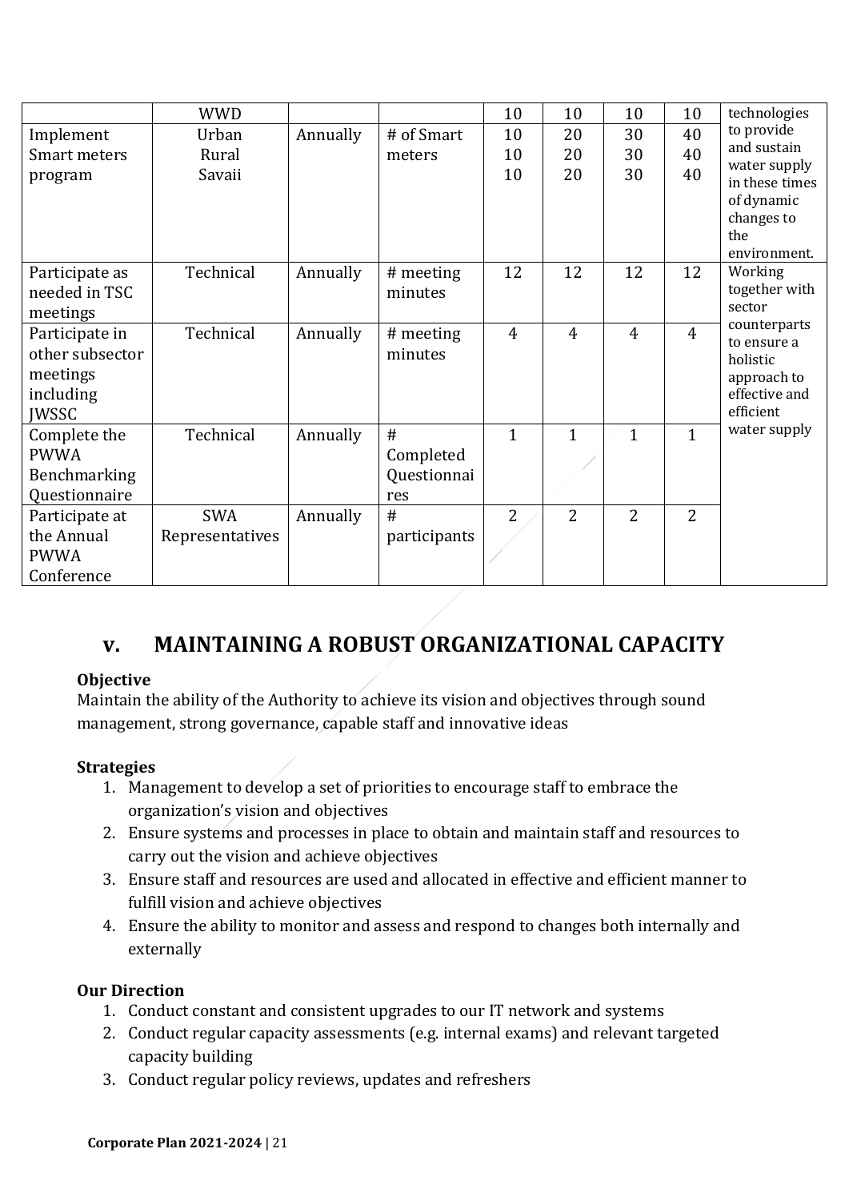| | | | | | | | | |
|---|---|---|---|---|---|---|---|---|
| | WWD | | | 10 | 10 | 10 | 10 | technologies to provide and sustain water supply in these times of dynamic changes to the environment. |
| Implement Smart meters program | Urban<br>Rural<br>Savaii | Annually | # of Smart meters | 10<br>10<br>10 | 20<br>20<br>20 | 30<br>30<br>30 | 40<br>40<br>40 | |
| Participate as needed in TSC meetings | Technical | Annually | # meeting minutes | 12 | 12 | 12 | 12 | Working together with sector counterparts to ensure a holistic approach to effective and efficient water supply |
| Participate in other subsector meetings including JWSSC | Technical | Annually | # meeting minutes | 4 | 4 | 4 | 4 | |
| Complete the PWWA Benchmarking Questionnaire | Technical | Annually | # Completed Questionnaires | 1 | 1 | 1 | 1 | |
| Participate at the Annual PWWA Conference | SWA Representatives | Annually | # participants | 2 | 2 | 2 | 2 | |

## v. MAINTAINING A ROBUST ORGANIZATIONAL CAPACITY

**Objective**

Maintain the ability of the Authority to achieve its vision and objectives through sound management, strong governance, capable staff and innovative ideas

**Strategies**

1. Management to develop a set of priorities to encourage staff to embrace the organization's vision and objectives
2. Ensure systems and processes in place to obtain and maintain staff and resources to carry out the vision and achieve objectives
3. Ensure staff and resources are used and allocated in effective and efficient manner to fulfill vision and achieve objectives
4. Ensure the ability to monitor and assess and respond to changes both internally and externally

**Our Direction**

1. Conduct constant and consistent upgrades to our IT network and systems
2. Conduct regular capacity assessments (e.g. internal exams) and relevant targeted capacity building
3. Conduct regular policy reviews, updates and refreshers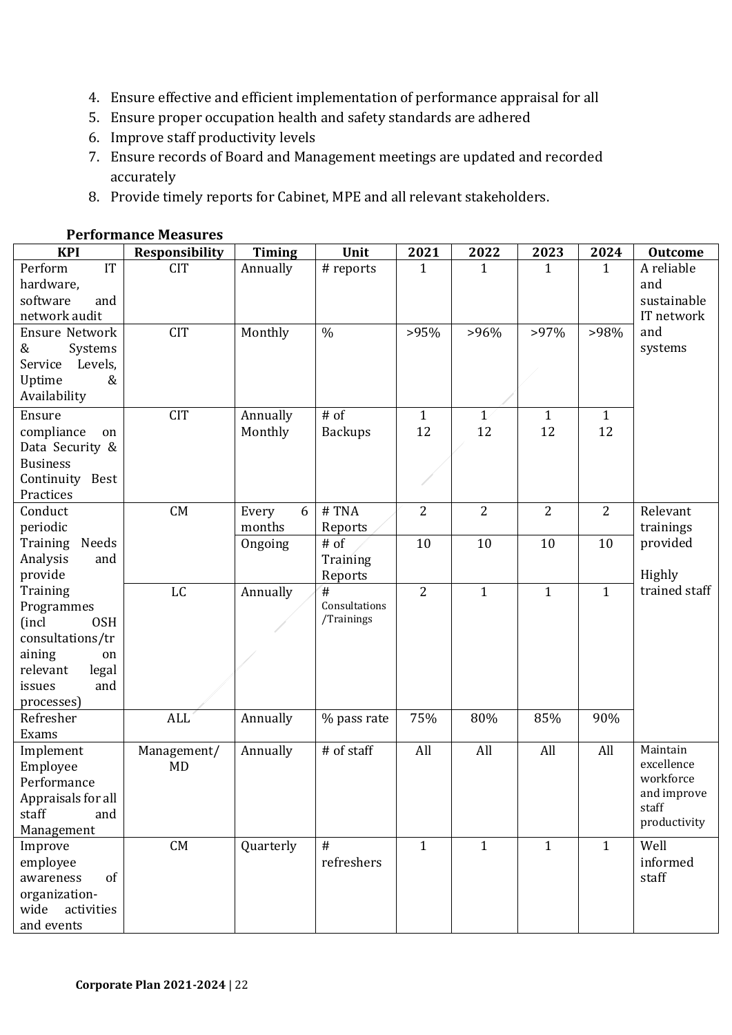4. Ensure effective and efficient implementation of performance appraisal for all
5. Ensure proper occupation health and safety standards are adhered
6. Improve staff productivity levels
7. Ensure records of Board and Management meetings are updated and recorded accurately
8. Provide timely reports for Cabinet, MPE and all relevant stakeholders.

**Performance Measures**

| KPI | Responsibility | Timing | Unit | 2021 | 2022 | 2023 | 2024 | Outcome |
|---|---|---|---|---|---|---|---|---|
| Perform IT hardware, software and network audit | CIT | Annually | # reports | 1 | 1 | 1 | 1 | A reliable and sustainable IT network and systems |
| Ensure Network & Systems Service Levels, Uptime & Availability | CIT | Monthly | % | >95% | >96% | >97% | >98% | |
| Ensure compliance on Data Security & Business Continuity Best Practices | CIT | Annually<br>Monthly | # of Backups | 1<br>12 | 1<br>12 | 1<br>12 | 1<br>12 | |
| Conduct periodic Training Needs Analysis and provide Training Programmes (incl OSH consultations/training on relevant legal issues and processes) | CM | Every 6 months | # TNA Reports | 2 | 2 | 2 | 2 | Relevant trainings provided<br><br>Highly trained staff |
| | | Ongoing | # of Training Reports | 10 | 10 | 10 | 10 | |
| | LC | Annually | # Consultations /Trainings | 2 | 1 | 1 | 1 | |
| Refresher Exams | ALL | Annually | % pass rate | 75% | 80% | 85% | 90% | |
| Implement Employee Performance Appraisals for all staff and Management | Management/ MD | Annually | # of staff | All | All | All | All | Maintain excellence workforce and improve staff productivity |
| Improve employee awareness of organization-wide activities and events | CM | Quarterly | # refreshers | 1 | 1 | 1 | 1 | Well informed staff |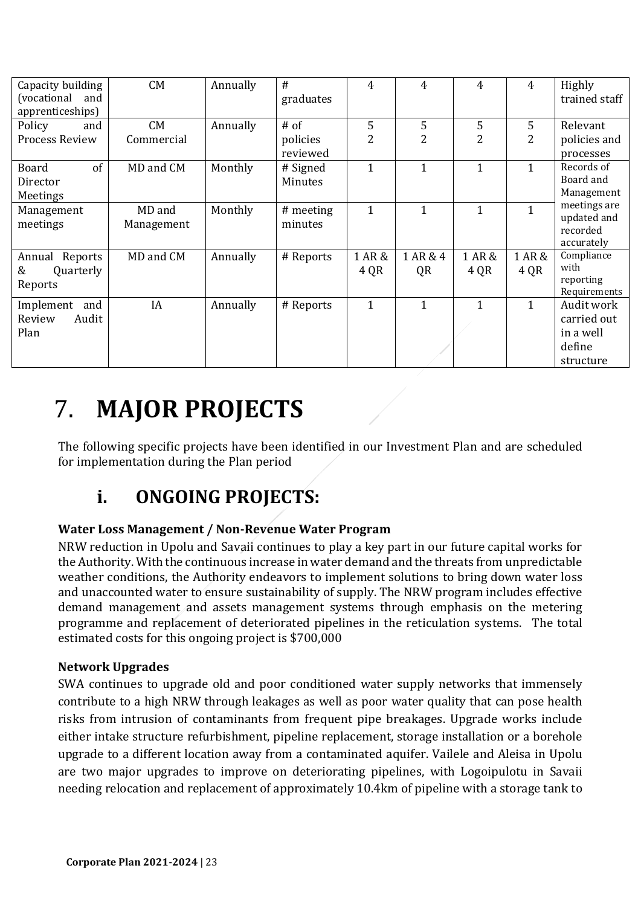| Capacity building (vocational and apprenticeships) | CM | Annually | # graduates | 4 | 4 | 4 | 4 | Highly trained staff |
|---|---|---|---|---|---|---|---|---|
| Policy and Process Review | CM Commercial | Annually | # of policies reviewed | 5 2 | 5 2 | 5 2 | 5 2 | Relevant policies and processes |
| Board of Director Meetings | MD and CM | Monthly | # Signed Minutes | 1 | 1 | 1 | 1 | Records of Board and Management meetings are updated and recorded accurately |
| Management meetings | MD and Management | Monthly | # meeting minutes | 1 | 1 | 1 | 1 | |
| Annual Reports & Quarterly Reports | MD and CM | Annually | # Reports | 1 AR & 4 QR | 1 AR & 4 QR | 1 AR & 4 QR | 1 AR & 4 QR | Compliance with reporting Requirements |
| Implement and Review Audit Plan | IA | Annually | # Reports | 1 | 1 | 1 | 1 | Audit work carried out in a well define structure |

# 7. MAJOR PROJECTS

The following specific projects have been identified in our Investment Plan and are scheduled for implementation during the Plan period

## i. ONGOING PROJECTS:

**Water Loss Management / Non-Revenue Water Program**

NRW reduction in Upolu and Savaii continues to play a key part in our future capital works for the Authority. With the continuous increase in water demand and the threats from unpredictable weather conditions, the Authority endeavors to implement solutions to bring down water loss and unaccounted water to ensure sustainability of supply. The NRW program includes effective demand management and assets management systems through emphasis on the metering programme and replacement of deteriorated pipelines in the reticulation systems. The total estimated costs for this ongoing project is $700,000

**Network Upgrades**

SWA continues to upgrade old and poor conditioned water supply networks that immensely contribute to a high NRW through leakages as well as poor water quality that can pose health risks from intrusion of contaminants from frequent pipe breakages. Upgrade works include either intake structure refurbishment, pipeline replacement, storage installation or a borehole upgrade to a different location away from a contaminated aquifer. Vailele and Aleisa in Upolu are two major upgrades to improve on deteriorating pipelines, with Logoipulotu in Savaii needing relocation and replacement of approximately 10.4km of pipeline with a storage tank to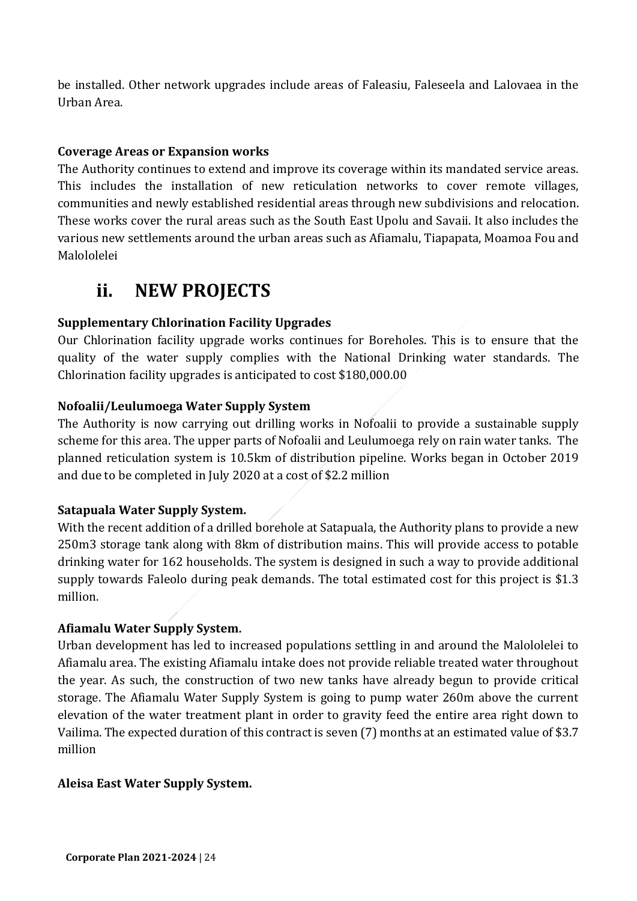be installed. Other network upgrades include areas of Faleasiu, Faleseela and Lalovaea in the Urban Area.

**Coverage Areas or Expansion works**

The Authority continues to extend and improve its coverage within its mandated service areas. This includes the installation of new reticulation networks to cover remote villages, communities and newly established residential areas through new subdivisions and relocation. These works cover the rural areas such as the South East Upolu and Savaii. It also includes the various new settlements around the urban areas such as Afiamalu, Tiapapata, Moamoa Fou and Malololelei

## ii. NEW PROJECTS

**Supplementary Chlorination Facility Upgrades**

Our Chlorination facility upgrade works continues for Boreholes. This is to ensure that the quality of the water supply complies with the National Drinking water standards. The Chlorination facility upgrades is anticipated to cost $180,000.00

**Nofoalii/Leulumoega Water Supply System**

The Authority is now carrying out drilling works in Nofoalii to provide a sustainable supply scheme for this area. The upper parts of Nofoalii and Leulumoega rely on rain water tanks. The planned reticulation system is 10.5km of distribution pipeline. Works began in October 2019 and due to be completed in July 2020 at a cost of $2.2 million

**Satapuala Water Supply System.**

With the recent addition of a drilled borehole at Satapuala, the Authority plans to provide a new 250m3 storage tank along with 8km of distribution mains. This will provide access to potable drinking water for 162 households. The system is designed in such a way to provide additional supply towards Faleolo during peak demands. The total estimated cost for this project is $1.3 million.

**Afiamalu Water Supply System.**

Urban development has led to increased populations settling in and around the Malololelei to Afiamalu area. The existing Afiamalu intake does not provide reliable treated water throughout the year. As such, the construction of two new tanks have already begun to provide critical storage. The Afiamalu Water Supply System is going to pump water 260m above the current elevation of the water treatment plant in order to gravity feed the entire area right down to Vailima. The expected duration of this contract is seven (7) months at an estimated value of $3.7 million

**Aleisa East Water Supply System.**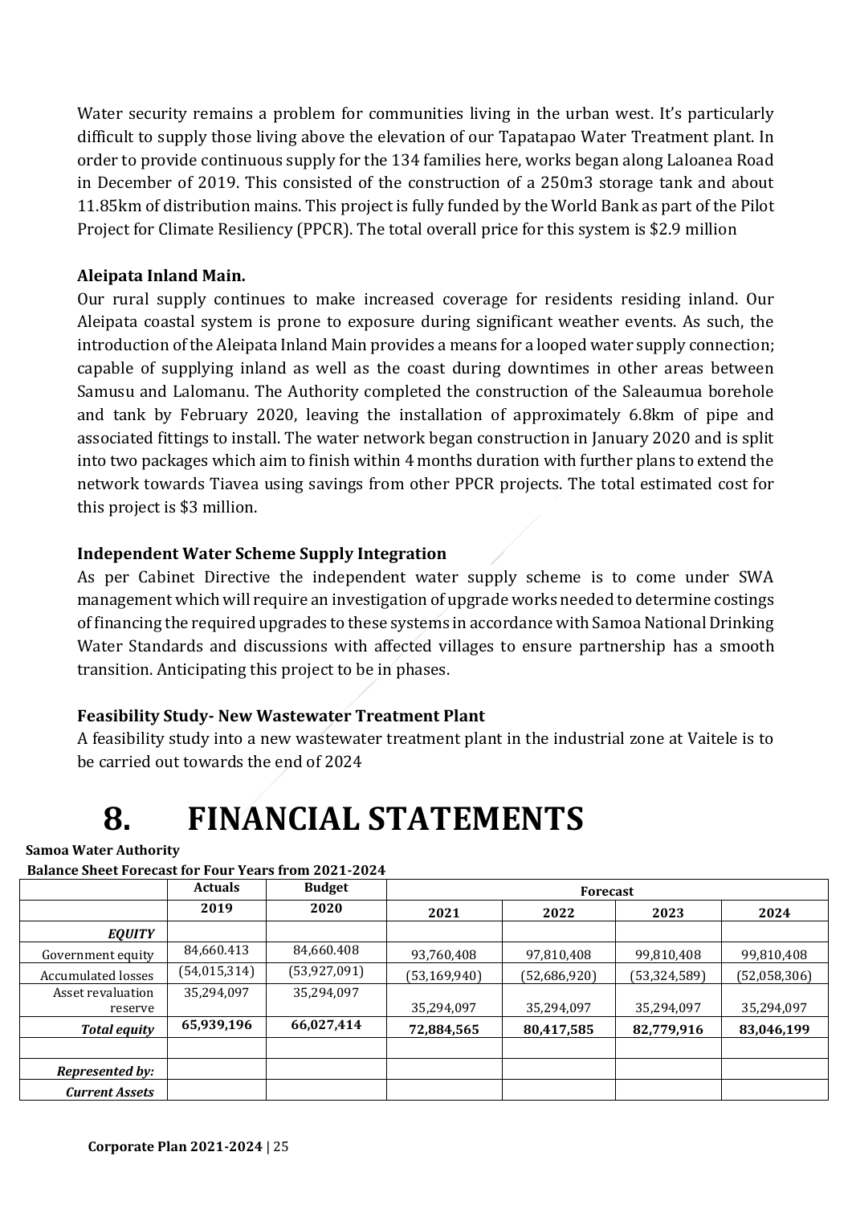Water security remains a problem for communities living in the urban west. It's particularly difficult to supply those living above the elevation of our Tapatapao Water Treatment plant. In order to provide continuous supply for the 134 families here, works began along Laloanea Road in December of 2019. This consisted of the construction of a 250m3 storage tank and about 11.85km of distribution mains. This project is fully funded by the World Bank as part of the Pilot Project for Climate Resiliency (PPCR). The total overall price for this system is $2.9 million

### Aleipata Inland Main.

Our rural supply continues to make increased coverage for residents residing inland. Our Aleipata coastal system is prone to exposure during significant weather events. As such, the introduction of the Aleipata Inland Main provides a means for a looped water supply connection; capable of supplying inland as well as the coast during downtimes in other areas between Samusu and Lalomanu. The Authority completed the construction of the Saleaumua borehole and tank by February 2020, leaving the installation of approximately 6.8km of pipe and associated fittings to install. The water network began construction in January 2020 and is split into two packages which aim to finish within 4 months duration with further plans to extend the network towards Tiavea using savings from other PPCR projects. The total estimated cost for this project is $3 million.

### Independent Water Scheme Supply Integration

As per Cabinet Directive the independent water supply scheme is to come under SWA management which will require an investigation of upgrade works needed to determine costings of financing the required upgrades to these systems in accordance with Samoa National Drinking Water Standards and discussions with affected villages to ensure partnership has a smooth transition. Anticipating this project to be in phases.

### Feasibility Study- New Wastewater Treatment Plant

A feasibility study into a new wastewater treatment plant in the industrial zone at Vaitele is to be carried out towards the end of 2024

# 8. FINANCIAL STATEMENTS

**Samoa Water Authority**

**Balance Sheet Forecast for Four Years from 2021-2024**

| | Actuals | Budget | Forecast | | | |
|---|---|---|---|---|---|---|
| | 2019 | 2020 | 2021 | 2022 | 2023 | 2024 |
| ***EQUITY*** | | | | | | |
| Government equity | 84,660.413 | 84,660.408 | 93,760,408 | 97,810,408 | 99,810,408 | 99,810,408 |
| Accumulated losses | (54,015,314) | (53,927,091) | (53,169,940) | (52,686,920) | (53,324,589) | (52,058,306) |
| Asset revaluation reserve | 35,294,097 | 35,294,097 | 35,294,097 | 35,294,097 | 35,294,097 | 35,294,097 |
| ***Total equity*** | **65,939,196** | **66,027,414** | **72,884,565** | **80,417,585** | **82,779,916** | **83,046,199** |
| | | | | | | |
| ***Represented by:*** | | | | | | |
| ***Current Assets*** | | | | | | |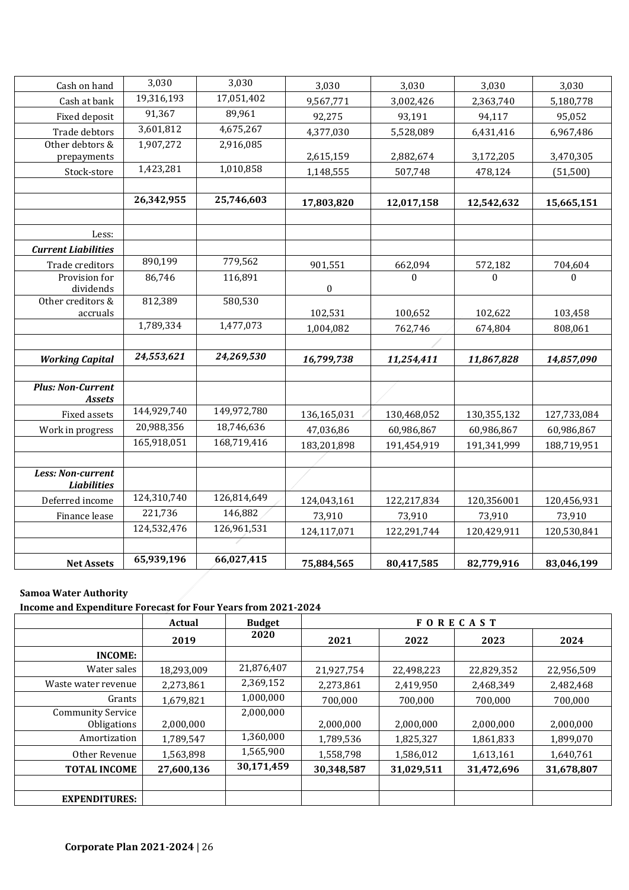| | | | | | | |
|---|---|---|---|---|---|---|
| Cash on hand | 3,030 | 3,030 | 3,030 | 3,030 | 3,030 | 3,030 |
| Cash at bank | 19,316,193 | 17,051,402 | 9,567,771 | 3,002,426 | 2,363,740 | 5,180,778 |
| Fixed deposit | 91,367 | 89,961 | 92,275 | 93,191 | 94,117 | 95,052 |
| Trade debtors | 3,601,812 | 4,675,267 | 4,377,030 | 5,528,089 | 6,431,416 | 6,967,486 |
| Other debtors & prepayments | 1,907,272 | 2,916,085 | 2,615,159 | 2,882,674 | 3,172,205 | 3,470,305 |
| Stock-store | 1,423,281 | 1,010,858 | 1,148,555 | 507,748 | 478,124 | (51,500) |
| | | | | | | |
| | **26,342,955** | **25,746,603** | **17,803,820** | **12,017,158** | **12,542,632** | **15,665,151** |
| | | | | | | |
| Less: | | | | | | |
| ***Current Liabilities*** | | | | | | |
| Trade creditors | 890,199 | 779,562 | 901,551 | 662,094 | 572,182 | 704,604 |
| Provision for dividends | 86,746 | 116,891 | 0 | 0 | 0 | 0 |
| Other creditors & accruals | 812,389 | 580,530 | 102,531 | 100,652 | 102,622 | 103,458 |
| | 1,789,334 | 1,477,073 | 1,004,082 | 762,746 | 674,804 | 808,061 |
| | | | | | | |
| ***Working Capital*** | ***24,553,621*** | ***24,269,530*** | ***16,799,738*** | ***11,254,411*** | ***11,867,828*** | ***14,857,090*** |
| | | | | | | |
| ***Plus: Non-Current Assets*** | | | | | | |
| Fixed assets | 144,929,740 | 149,972,780 | 136,165,031 | 130,468,052 | 130,355,132 | 127,733,084 |
| Work in progress | 20,988,356 | 18,746,636 | 47,036,86 | 60,986,867 | 60,986,867 | 60,986,867 |
| | 165,918,051 | 168,719,416 | 183,201,898 | 191,454,919 | 191,341,999 | 188,719,951 |
| | | | | | | |
| ***Less: Non-current Liabilities*** | | | | | | |
| Deferred income | 124,310,740 | 126,814,649 | 124,043,161 | 122,217,834 | 120,356001 | 120,456,931 |
| Finance lease | 221,736 | 146,882 | 73,910 | 73,910 | 73,910 | 73,910 |
| | 124,532,476 | 126,961,531 | 124,117,071 | 122,291,744 | 120,429,911 | 120,530,841 |
| | | | | | | |
| **Net Assets** | **65,939,196** | **66,027,415** | **75,884,565** | **80,417,585** | **82,779,916** | **83,046,199** |

**Samoa Water Authority**

**Income and Expenditure Forecast for Four Years from 2021-2024**

| | **Actual** | **Budget** | **FORECAST** | | | |
|---|---|---|---|---|---|---|
| | **2019** | **2020** | **2021** | **2022** | **2023** | **2024** |
| **INCOME:** | | | | | | |
| Water sales | 18,293,009 | 21,876,407 | 21,927,754 | 22,498,223 | 22,829,352 | 22,956,509 |
| Waste water revenue | 2,273,861 | 2,369,152 | 2,273,861 | 2,419,950 | 2,468,349 | 2,482,468 |
| Grants | 1,679,821 | 1,000,000 | 700,000 | 700,000 | 700,000 | 700,000 |
| Community Service Obligations | 2,000,000 | 2,000,000 | 2,000,000 | 2,000,000 | 2,000,000 | 2,000,000 |
| Amortization | 1,789,547 | 1,360,000 | 1,789,536 | 1,825,327 | 1,861,833 | 1,899,070 |
| Other Revenue | 1,563,898 | 1,565,900 | 1,558,798 | 1,586,012 | 1,613,161 | 1,640,761 |
| **TOTAL INCOME** | **27,600,136** | **30,171,459** | **30,348,587** | **31,029,511** | **31,472,696** | **31,678,807** |
| | | | | | | |
| **EXPENDITURES:** | | | | | | |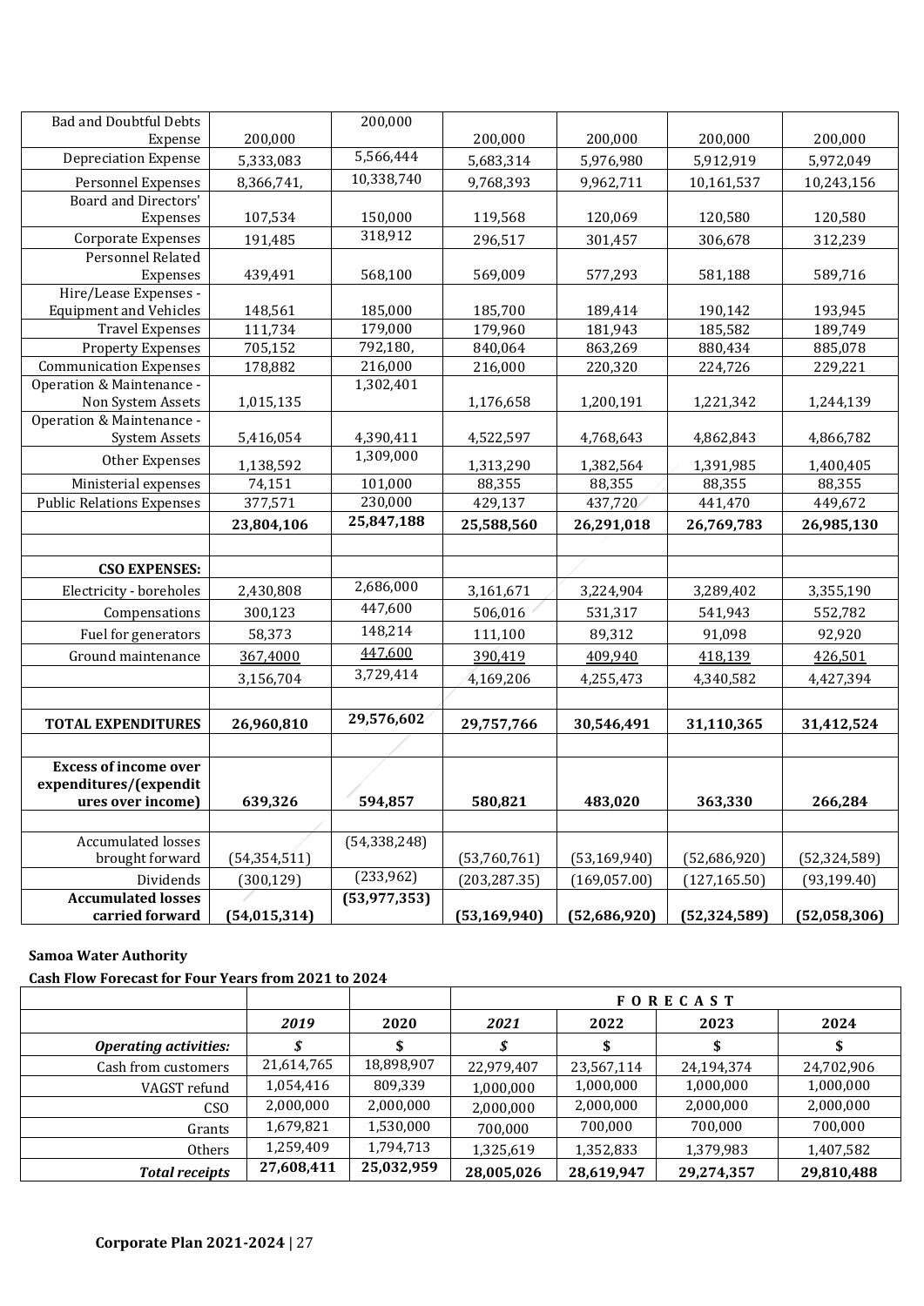| Bad and Doubtful Debts Expense | 200,000 | 200,000 | 200,000 | 200,000 | 200,000 | 200,000 |
|---|---|---|---|---|---|---|
| Depreciation Expense | 5,333,083 | 5,566,444 | 5,683,314 | 5,976,980 | 5,912,919 | 5,972,049 |
| Personnel Expenses | 8,366,741, | 10,338,740 | 9,768,393 | 9,962,711 | 10,161,537 | 10,243,156 |
| Board and Directors' Expenses | 107,534 | 150,000 | 119,568 | 120,069 | 120,580 | 120,580 |
| Corporate Expenses | 191,485 | 318,912 | 296,517 | 301,457 | 306,678 | 312,239 |
| Personnel Related Expenses | 439,491 | 568,100 | 569,009 | 577,293 | 581,188 | 589,716 |
| Hire/Lease Expenses - Equipment and Vehicles | 148,561 | 185,000 | 185,700 | 189,414 | 190,142 | 193,945 |
| Travel Expenses | 111,734 | 179,000 | 179,960 | 181,943 | 185,582 | 189,749 |
| Property Expenses | 705,152 | 792,180, | 840,064 | 863,269 | 880,434 | 885,078 |
| Communication Expenses | 178,882 | 216,000 | 216,000 | 220,320 | 224,726 | 229,221 |
| Operation & Maintenance - Non System Assets | 1,015,135 | 1,302,401 | 1,176,658 | 1,200,191 | 1,221,342 | 1,244,139 |
| Operation & Maintenance - System Assets | 5,416,054 | 4,390,411 | 4,522,597 | 4,768,643 | 4,862,843 | 4,866,782 |
| Other Expenses | 1,138,592 | 1,309,000 | 1,313,290 | 1,382,564 | 1,391,985 | 1,400,405 |
| Ministerial expenses | 74,151 | 101,000 | 88,355 | 88,355 | 88,355 | 88,355 |
| Public Relations Expenses | 377,571 | 230,000 | 429,137 | 437,720 | 441,470 | 449,672 |
| | **23,804,106** | **25,847,188** | **25,588,560** | **26,291,018** | **26,769,783** | **26,985,130** |
| | | | | | | |
| **CSO EXPENSES:** | | | | | | |
| Electricity - boreholes | 2,430,808 | 2,686,000 | 3,161,671 | 3,224,904 | 3,289,402 | 3,355,190 |
| Compensations | 300,123 | 447,600 | 506,016 | 531,317 | 541,943 | 552,782 |
| Fuel for generators | 58,373 | 148,214 | 111,100 | 89,312 | 91,098 | 92,920 |
| Ground maintenance | 367,4000 | 447,600 | 390,419 | 409,940 | 418,139 | 426,501 |
| | 3,156,704 | 3,729,414 | 4,169,206 | 4,255,473 | 4,340,582 | 4,427,394 |
| | | | | | | |
| **TOTAL EXPENDITURES** | **26,960,810** | **29,576,602** | **29,757,766** | **30,546,491** | **31,110,365** | **31,412,524** |
| | | | | | | |
| **Excess of income over expenditures/(expenditures over income)** | **639,326** | **594,857** | **580,821** | **483,020** | **363,330** | **266,284** |
| | | | | | | |
| Accumulated losses brought forward | (54,354,511) | (54,338,248) | (53,760,761) | (53,169,940) | (52,686,920) | (52,324,589) |
| Dividends | (300,129) | (233,962) | (203,287.35) | (169,057.00) | (127,165.50) | (93,199.40) |
| **Accumulated losses carried forward** | **(54,015,314)** | **(53,977,353)** | **(53,169,940)** | **(52,686,920)** | **(52,324,589)** | **(52,058,306)** |

**Samoa Water Authority**

**Cash Flow Forecast for Four Years from 2021 to 2024**

| | | | **FORECAST** | | | |
|---|---|---|---|---|---|---|
| | ***2019*** | **2020** | ***2021*** | **2022** | **2023** | **2024** |
| ***Operating activities:*** | ***$*** | **$** | ***$*** | **$** | **$** | **$** |
| Cash from customers | 21,614,765 | 18,898,907 | 22,979,407 | 23,567,114 | 24,194,374 | 24,702,906 |
| VAGST refund | 1,054,416 | 809,339 | 1,000,000 | 1,000,000 | 1,000,000 | 1,000,000 |
| CSO | 2,000,000 | 2,000,000 | 2,000,000 | 2,000,000 | 2,000,000 | 2,000,000 |
| Grants | 1,679,821 | 1,530,000 | 700,000 | 700,000 | 700,000 | 700,000 |
| Others | 1,259,409 | 1,794,713 | 1,325,619 | 1,352,833 | 1,379,983 | 1,407,582 |
| ***Total receipts*** | **27,608,411** | **25,032,959** | **28,005,026** | **28,619,947** | **29,274,357** | **29,810,488** |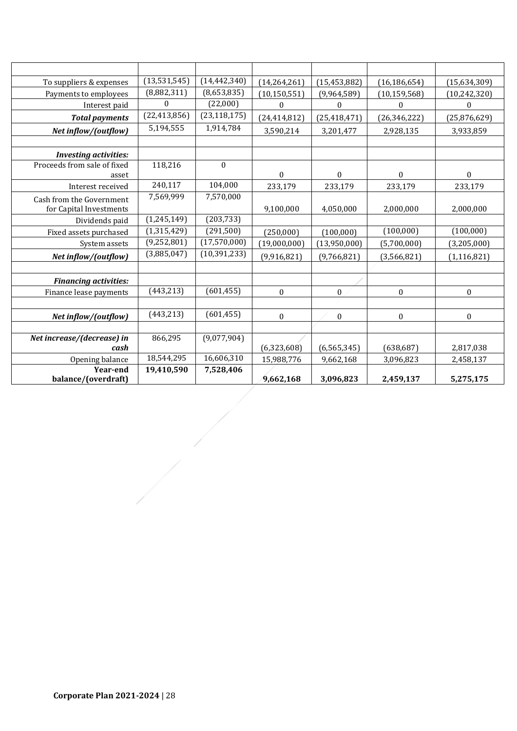| | | | | | | |
|---|---|---|---|---|---|---|
| To suppliers & expenses | (13,531,545) | (14,442,340) | (14,264,261) | (15,453,882) | (16,186,654) | (15,634,309) |
| Payments to employees | (8,882,311) | (8,653,835) | (10,150,551) | (9,964,589) | (10,159,568) | (10,242,320) |
| Interest paid | 0 | (22,000) | 0 | 0 | 0 | 0 |
| ***Total payments*** | (22,413,856) | (23,118,175) | (24,414,812) | (25,418,471) | (26,346,222) | (25,876,629) |
| ***Net inflow/(outflow)*** | 5,194,555 | 1,914,784 | 3,590,214 | 3,201,477 | 2,928,135 | 3,933,859 |
| | | | | | | |
| ***Investing activities:*** | | | | | | |
| Proceeds from sale of fixed asset | 118,216 | 0 | 0 | 0 | 0 | 0 |
| Interest received | 240,117 | 104,000 | 233,179 | 233,179 | 233,179 | 233,179 |
| Cash from the Government for Capital Investments | 7,569,999 | 7,570,000 | 9,100,000 | 4,050,000 | 2,000,000 | 2,000,000 |
| Dividends paid | (1,245,149) | (203,733) | | | | |
| Fixed assets purchased | (1,315,429) | (291,500) | (250,000) | (100,000) | (100,000) | (100,000) |
| System assets | (9,252,801) | (17,570,000) | (19,000,000) | (13,950,000) | (5,700,000) | (3,205,000) |
| ***Net inflow/(outflow)*** | (3,885,047) | (10,391,233) | (9,916,821) | (9,766,821) | (3,566,821) | (1,116,821) |
| | | | | | | |
| ***Financing activities:*** | | | | | | |
| Finance lease payments | (443,213) | (601,455) | 0 | 0 | 0 | 0 |
| | | | | | | |
| ***Net inflow/(outflow)*** | (443,213) | (601,455) | 0 | 0 | 0 | 0 |
| | | | | | | |
| ***Net increase/(decrease) in cash*** | 866,295 | (9,077,904) | (6,323,608) | (6,565,345) | (638,687) | 2,817,038 |
| Opening balance | 18,544,295 | 16,606,310 | 15,988,776 | 9,662,168 | 3,096,823 | 2,458,137 |
| **Year-end balance/(overdraft)** | **19,410,590** | **7,528,406** | **9,662,168** | **3,096,823** | **2,459,137** | **5,275,175** |